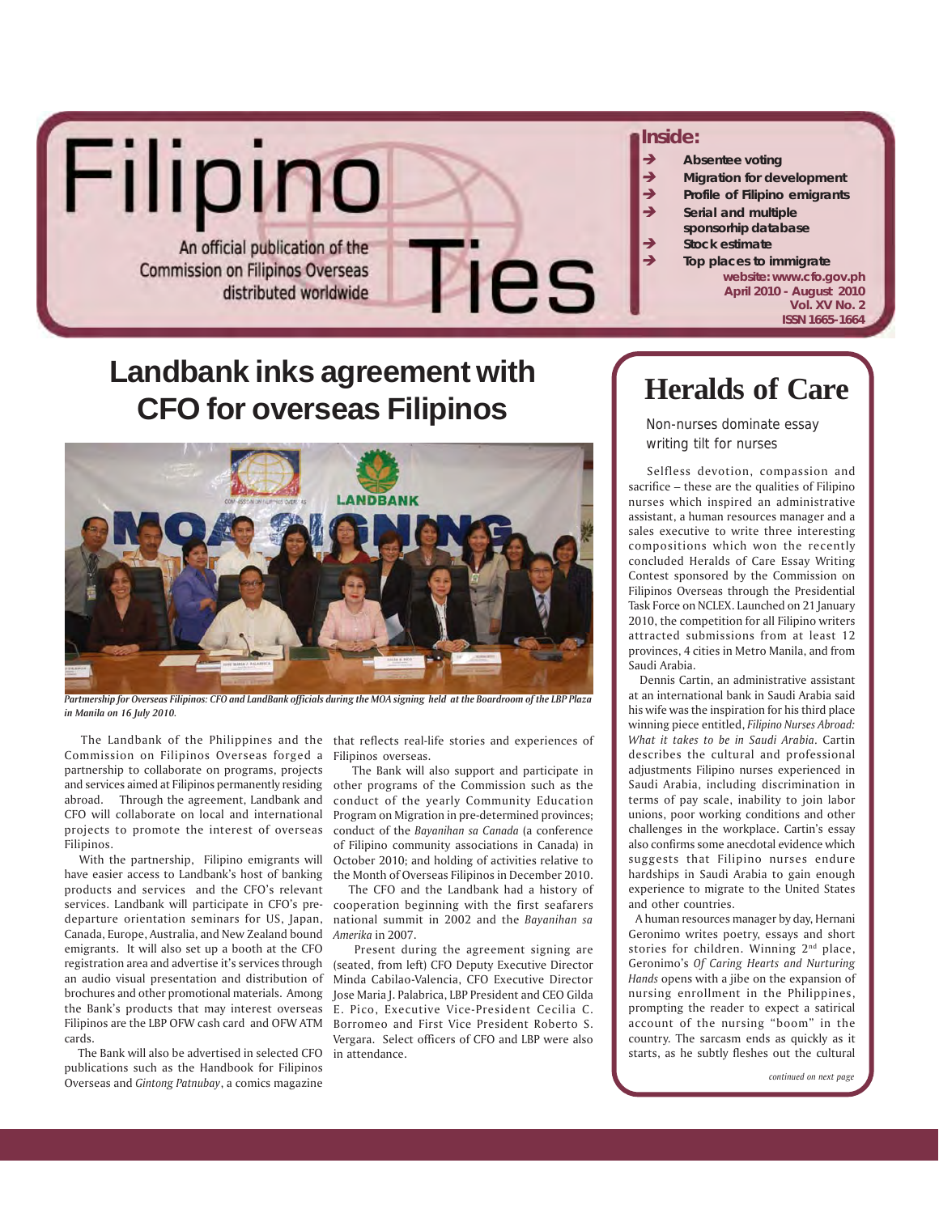# Filipino Ties

An official publication of the Commission on Filipinos Overseas distributed worldwide

**Inside:**

- Absentee voting
- Migration for development
- Profile of Filipino emigrants
- Serial and multiple sponsorhip database
- Stock estimate
- Top places to immigrate

**website: www.cfo.gov.ph**
**April 2010 - August 2010**
**Vol. XV No. 2**
**ISSN 1665-1664**

## Landbank inks agreement with CFO for overseas Filipinos

*Partnership for Overseas Filipinos: CFO and LandBank officials during the MOA signing held at the Boardroom of the LBP Plaza in Manila on 16 July 2010.*

The Landbank of the Philippines and the Commission on Filipinos Overseas forged a partnership to collaborate on programs, projects and services aimed at Filipinos permanently residing abroad. Through the agreement, Landbank and CFO will collaborate on local and international projects to promote the interest of overseas Filipinos.

With the partnership, Filipino emigrants will have easier access to Landbank's host of banking products and services and the CFO's relevant services. Landbank will participate in CFO's pre-departure orientation seminars for US, Japan, Canada, Europe, Australia, and New Zealand bound emigrants. It will also set up a booth at the CFO registration area and advertise it's services through an audio visual presentation and distribution of brochures and other promotional materials. Among the Bank's products that may interest overseas Filipinos are the LBP OFW cash card and OFW ATM cards.

The Bank will also be advertised in selected CFO publications such as the Handbook for Filipinos Overseas and *Gintong Patnubay*, a comics magazine that reflects real-life stories and experiences of Filipinos overseas.

The Bank will also support and participate in other programs of the Commission such as the conduct of the yearly Community Education Program on Migration in pre-determined provinces; conduct of the *Bayanihan sa Canada* (a conference of Filipino community associations in Canada) in October 2010; and holding of activities relative to the Month of Overseas Filipinos in December 2010.

The CFO and the Landbank had a history of cooperation beginning with the first seafarers national summit in 2002 and the *Bayanihan sa Amerika* in 2007.

Present during the agreement signing are (seated, from left) CFO Deputy Executive Director Minda Cabilao-Valencia, CFO Executive Director Jose Maria J. Palabrica, LBP President and CEO Gilda E. Pico, Executive Vice-President Cecilia C. Borromeo and First Vice President Roberto S. Vergara. Select officers of CFO and LBP were also in attendance.

## Heralds of Care

Non-nurses dominate essay writing tilt for nurses

Selfless devotion, compassion and sacrifice – these are the qualities of Filipino nurses which inspired an administrative assistant, a human resources manager and a sales executive to write three interesting compositions which won the recently concluded Heralds of Care Essay Writing Contest sponsored by the Commission on Filipinos Overseas through the Presidential Task Force on NCLEX. Launched on 21 January 2010, the competition for all Filipino writers attracted submissions from at least 12 provinces, 4 cities in Metro Manila, and from Saudi Arabia.

Dennis Cartin, an administrative assistant at an international bank in Saudi Arabia said his wife was the inspiration for his third place winning piece entitled, *Filipino Nurses Abroad: What it takes to be in Saudi Arabia*. Cartin describes the cultural and professional adjustments Filipino nurses experienced in Saudi Arabia, including discrimination in terms of pay scale, inability to join labor unions, poor working conditions and other challenges in the workplace. Cartin's essay also confirms some anecdotal evidence which suggests that Filipino nurses endure hardships in Saudi Arabia to gain enough experience to migrate to the United States and other countries.

A human resources manager by day, Hernani Geronimo writes poetry, essays and short stories for children. Winning 2nd place, Geronimo's *Of Caring Hearts and Nurturing Hands* opens with a jibe on the expansion of nursing enrollment in the Philippines, prompting the reader to expect a satirical account of the nursing "boom" in the country. The sarcasm ends as quickly as it starts, as he subtly fleshes out the cultural

*continued on next page*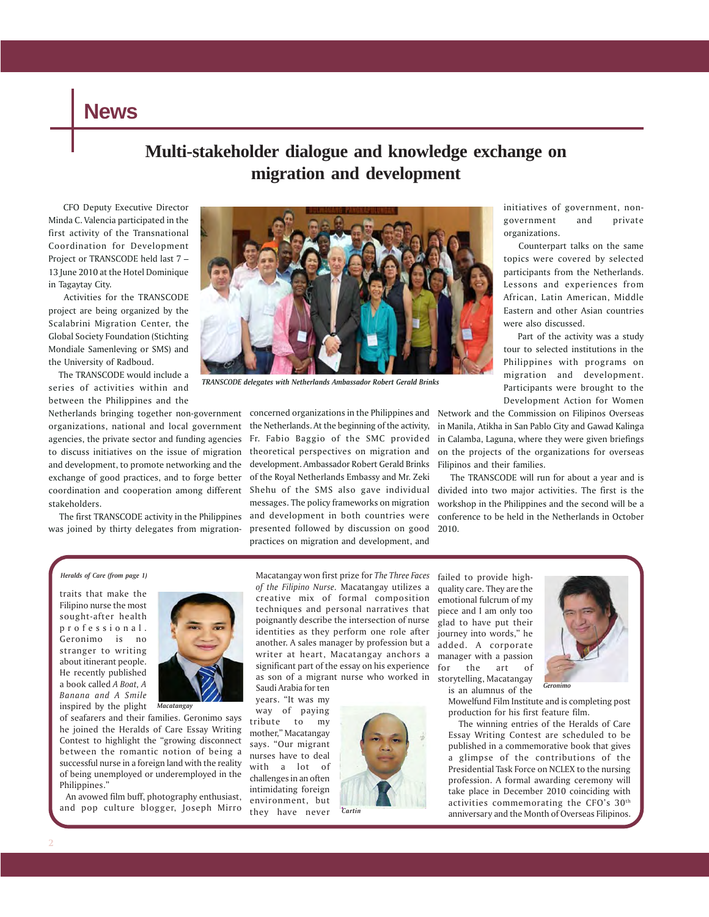# News

## Multi-stakeholder dialogue and knowledge exchange on migration and development

CFO Deputy Executive Director Minda C. Valencia participated in the first activity of the Transnational Coordination for Development Project or TRANSCODE held last 7 – 13 June 2010 at the Hotel Dominique in Tagaytay City.

Activities for the TRANSCODE project are being organized by the Scalabrini Migration Center, the Global Society Foundation (Stichting Mondiale Samenleving or SMS) and the University of Radboud.

The TRANSCODE would include a series of activities within and between the Philippines and the Netherlands bringing together non-government organizations, national and local government agencies, the private sector and funding agencies to discuss initiatives on the issue of migration and development, to promote networking and the exchange of good practices, and to forge better coordination and cooperation among different stakeholders.

The first TRANSCODE activity in the Philippines was joined by thirty delegates from migration-concerned organizations in the Philippines and the Netherlands. At the beginning of the activity, Fr. Fabio Baggio of the SMC provided theoretical perspectives on migration and development. Ambassador Robert Gerald Brinks of the Royal Netherlands Embassy and Mr. Zeki Shehu of the SMS also gave individual messages. The policy frameworks on migration and development in both countries were presented followed by discussion on good practices on migration and development, and initiatives of government, non-government and private organizations.

*TRANSCODE delegates with Netherlands Ambassador Robert Gerald Brinks*

Counterpart talks on the same topics were covered by selected participants from the Netherlands. Lessons and experiences from African, Latin American, Middle Eastern and other Asian countries were also discussed.

Part of the activity was a study tour to selected institutions in the Philippines with programs on migration and development. Participants were brought to the Development Action for Women Network and the Commission on Filipinos Overseas in Manila, Atikha in San Pablo City and Gawad Kalinga in Calamba, Laguna, where they were given briefings on the projects of the organizations for overseas Filipinos and their families.

The TRANSCODE will run for about a year and is divided into two major activities. The first is the workshop in the Philippines and the second will be a conference to be held in the Netherlands in October 2010.

---

*Heralds of Care (from page 1)*

traits that make the Filipino nurse the most sought-after health professional. Geronimo is no stranger to writing about itinerant people. He recently published a book called *A Boat, A Banana and A Smile* inspired by the plight of seafarers and their families. Geronimo says he joined the Heralds of Care Essay Writing Contest to highlight the "growing disconnect between the romantic notion of being a successful nurse in a foreign land with the reality of being unemployed or underemployed in the Philippines."

*Macatangay*

An avowed film buff, photography enthusiast, and pop culture blogger, Joseph Mirro Macatangay won first prize for *The Three Faces of the Filipino Nurse*. Macatangay utilizes a creative mix of formal composition techniques and personal narratives that poignantly describe the intersection of nurse identities as they perform one role after another. A sales manager by profession but a writer at heart, Macatangay anchors a significant part of the essay on his experience as son of a migrant nurse who worked in Saudi Arabia for ten years. "It was my way of paying tribute to my mother," Macatangay says. "Our migrant nurses have to deal with a lot of challenges in an often intimidating foreign environment, but they have never failed to provide high-quality care. They are the emotional fulcrum of my piece and I am only too glad to have put their journey into words," he added. A corporate manager with a passion for the art of storytelling, Macatangay is an alumnus of the Mowelfund Film Institute and is completing post production for his first feature film.

*Cartin*

*Geronimo*

The winning entries of the Heralds of Care Essay Writing Contest are scheduled to be published in a commemorative book that gives a glimpse of the contributions of the Presidential Task Force on NCLEX to the nursing profession. A formal awarding ceremony will take place in December 2010 coinciding with activities commemorating the CFO's 30th anniversary and the Month of Overseas Filipinos.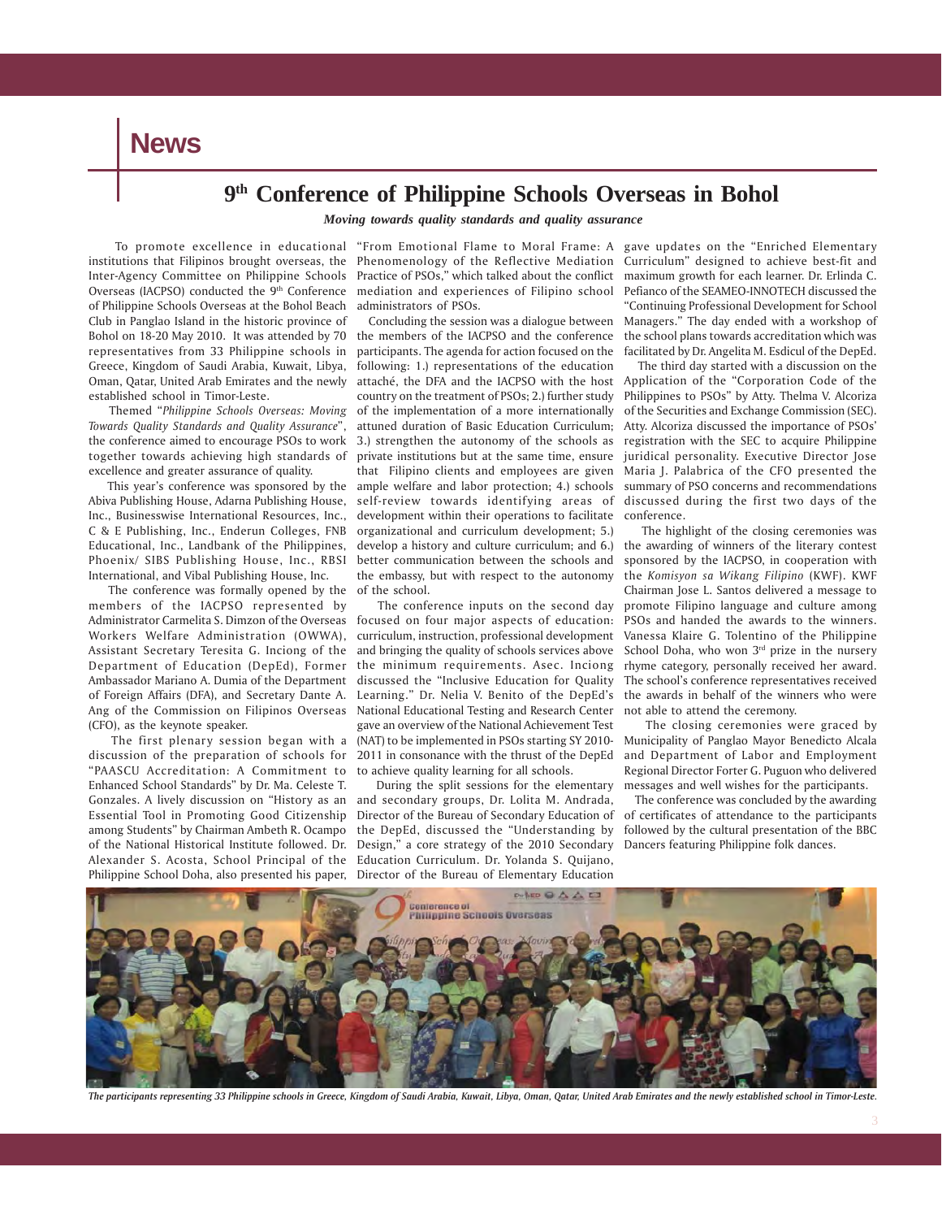# News

## 9th Conference of Philippine Schools Overseas in Bohol

***Moving towards quality standards and quality assurance***

To promote excellence in educational institutions that Filipinos brought overseas, the Inter-Agency Committee on Philippine Schools Overseas (IACPSO) conducted the 9th Conference of Philippine Schools Overseas at the Bohol Beach Club in Panglao Island in the historic province of Bohol on 18-20 May 2010. It was attended by 70 representatives from 33 Philippine schools in Greece, Kingdom of Saudi Arabia, Kuwait, Libya, Oman, Qatar, United Arab Emirates and the newly established school in Timor-Leste.

Themed "*Philippine Schools Overseas: Moving Towards Quality Standards and Quality Assurance*", the conference aimed to encourage PSOs to work together towards achieving high standards of excellence and greater assurance of quality.

This year's conference was sponsored by the Abiva Publishing House, Adarna Publishing House, Inc., Businesswise International Resources, Inc., C & E Publishing, Inc., Enderun Colleges, FNB Educational, Inc., Landbank of the Philippines, Phoenix/ SIBS Publishing House, Inc., RBSI International, and Vibal Publishing House, Inc.

The conference was formally opened by the members of the IACPSO represented by Administrator Carmelita S. Dimzon of the Overseas Workers Welfare Administration (OWWA), Assistant Secretary Teresita G. Inciong of the Department of Education (DepEd), Former Ambassador Mariano A. Dumia of the Department of Foreign Affairs (DFA), and Secretary Dante A. Ang of the Commission on Filipinos Overseas (CFO), as the keynote speaker.

The first plenary session began with a discussion of the preparation of schools for "PAASCU Accreditation: A Commitment to Enhanced School Standards" by Dr. Ma. Celeste T. Gonzales. A lively discussion on "History as an Essential Tool in Promoting Good Citizenship among Students" by Chairman Ambeth R. Ocampo of the National Historical Institute followed. Dr. Alexander S. Acosta, School Principal of the Philippine School Doha, also presented his paper, "From Emotional Flame to Moral Frame: A Phenomenology of the Reflective Mediation Practice of PSOs," which talked about the conflict mediation and experiences of Filipino school administrators of PSOs.

Concluding the session was a dialogue between the members of the IACPSO and the conference participants. The agenda for action focused on the following: 1.) representations of the education attaché, the DFA and the IACPSO with the host country on the treatment of PSOs; 2.) further study of the implementation of a more internationally attuned duration of Basic Education Curriculum; 3.) strengthen the autonomy of the schools as private institutions but at the same time, ensure that Filipino clients and employees are given ample welfare and labor protection; 4.) schools self-review towards identifying areas of development within their operations to facilitate organizational and curriculum development; 5.) develop a history and culture curriculum; and 6.) better communication between the schools and the embassy, but with respect to the autonomy of the school.

The conference inputs on the second day focused on four major aspects of education: curriculum, instruction, professional development and bringing the quality of schools services above the minimum requirements. Asec. Inciong discussed the "Inclusive Education for Quality Learning." Dr. Nelia V. Benito of the DepEd's National Educational Testing and Research Center gave an overview of the National Achievement Test (NAT) to be implemented in PSOs starting SY 2010-2011 in consonance with the thrust of the DepEd to achieve quality learning for all schools.

During the split sessions for the elementary and secondary groups, Dr. Lolita M. Andrada, Director of the Bureau of Secondary Education of the DepEd, discussed the "Understanding by Design," a core strategy of the 2010 Secondary Education Curriculum. Dr. Yolanda S. Quijano, Director of the Bureau of Elementary Education gave updates on the "Enriched Elementary Curriculum" designed to achieve best-fit and maximum growth for each learner. Dr. Erlinda C. Pefianco of the SEAMEO-INNOTECH discussed the "Continuing Professional Development for School Managers." The day ended with a workshop of the school plans towards accreditation which was facilitated by Dr. Angelita M. Esdicul of the DepEd.

The third day started with a discussion on the Application of the "Corporation Code of the Philippines to PSOs" by Atty. Thelma V. Alcoriza of the Securities and Exchange Commission (SEC). Atty. Alcoriza discussed the importance of PSOs' registration with the SEC to acquire Philippine juridical personality. Executive Director Jose Maria J. Palabrica of the CFO presented the summary of PSO concerns and recommendations discussed during the first two days of the conference.

The highlight of the closing ceremonies was the awarding of winners of the literary contest sponsored by the IACPSO, in cooperation with the *Komisyon sa Wikang Filipino* (KWF). KWF Chairman Jose L. Santos delivered a message to promote Filipino language and culture among PSOs and handed the awards to the winners. Vanessa Klaire G. Tolentino of the Philippine School Doha, who won 3rd prize in the nursery rhyme category, personally received her award. The school's conference representatives received the awards in behalf of the winners who were not able to attend the ceremony.

The closing ceremonies were graced by Municipality of Panglao Mayor Benedicto Alcala and Department of Labor and Employment Regional Director Forter G. Puguon who delivered messages and well wishes for the participants.

The conference was concluded by the awarding of certificates of attendance to the participants followed by the cultural presentation of the BBC Dancers featuring Philippine folk dances.

*The participants representing 33 Philippine schools in Greece, Kingdom of Saudi Arabia, Kuwait, Libya, Oman, Qatar, United Arab Emirates and the newly established school in Timor-Leste.*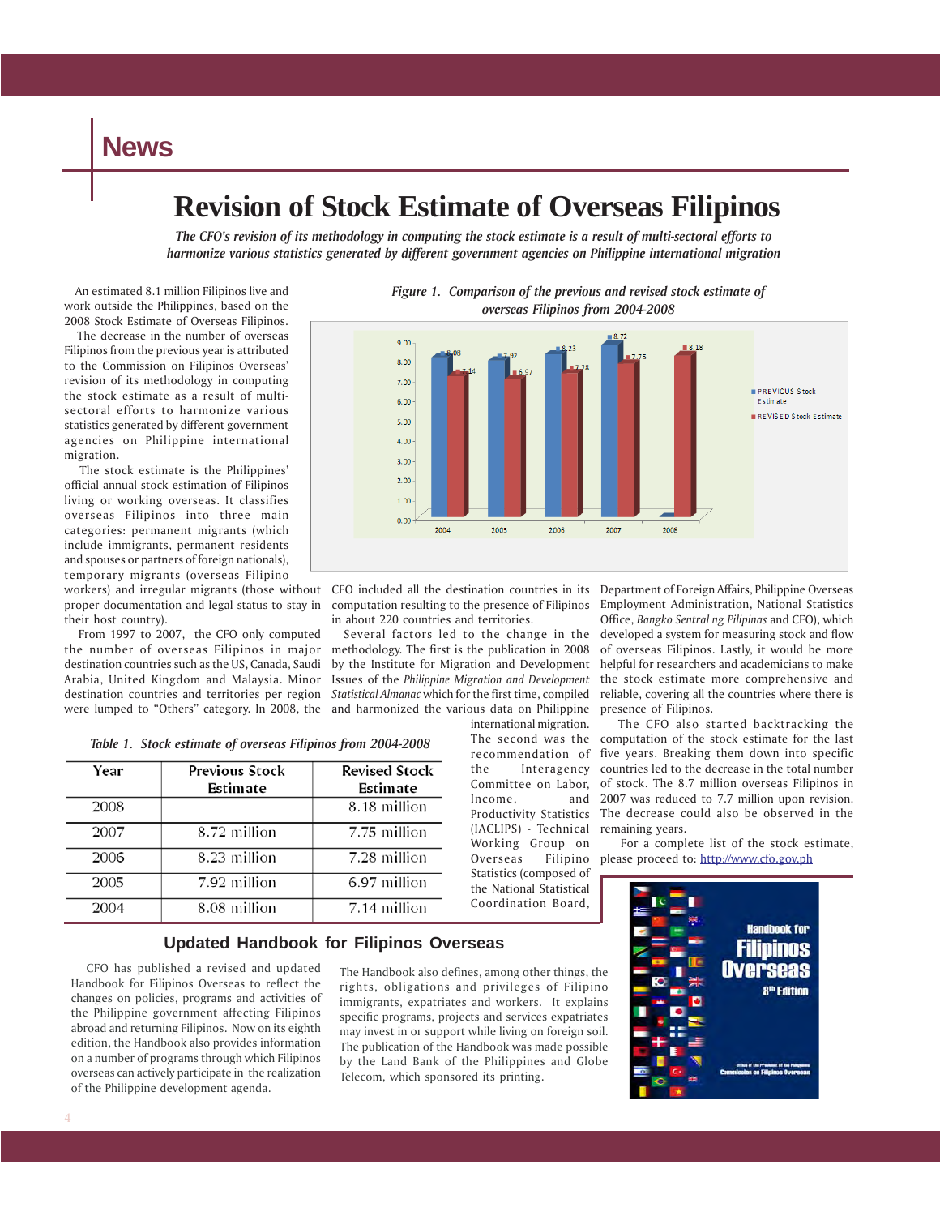# News

# Revision of Stock Estimate of Overseas Filipinos

*The CFO's revision of its methodology in computing the stock estimate is a result of multi-sectoral efforts to harmonize various statistics generated by different government agencies on Philippine international migration*

An estimated 8.1 million Filipinos live and work outside the Philippines, based on the 2008 Stock Estimate of Overseas Filipinos.

The decrease in the number of overseas Filipinos from the previous year is attributed to the Commission on Filipinos Overseas' revision of its methodology in computing the stock estimate as a result of multi-sectoral efforts to harmonize various statistics generated by different government agencies on Philippine international migration.

The stock estimate is the Philippines' official annual stock estimation of Filipinos living or working overseas. It classifies overseas Filipinos into three main categories: permanent migrants (which include immigrants, permanent residents and spouses or partners of foreign nationals), temporary migrants (overseas Filipino workers) and irregular migrants (those without proper documentation and legal status to stay in their host country).

From 1997 to 2007, the CFO only computed the number of overseas Filipinos in major destination countries such as the US, Canada, Saudi Arabia, United Kingdom and Malaysia. Minor destination countries and territories per region were lumped to "Others" category. In 2008, the CFO included all the destination countries in its computation resulting to the presence of Filipinos in about 220 countries and territories.

*Figure 1. Comparison of the previous and revised stock estimate of overseas Filipinos from 2004-2008*

| Year | PREVIOUS Stock Estimate | REVISED Stock Estimate |
|---|---|---|
| 2004 | 8.08 | 7.14 |
| 2005 | 7.92 | 6.97 |
| 2006 | 8.23 | 7.28 |
| 2007 | 8.72 | 7.75 |
| 2008 | | 8.18 |

Several factors led to the change in the methodology. The first is the publication in 2008 by the Institute for Migration and Development Issues of the *Philippine Migration and Development Statistical Almanac* which for the first time, compiled and harmonized the various data on Philippine international migration. The second was the recommendation of the Interagency Committee on Labor, Income, and Productivity Statistics (IACLIPS) - Technical Working Group on Overseas Filipino Statistics (composed of the National Statistical Coordination Board, Department of Foreign Affairs, Philippine Overseas Employment Administration, National Statistics Office, *Bangko Sentral ng Pilipinas* and CFO), which developed a system for measuring stock and flow of overseas Filipinos. Lastly, it would be more helpful for researchers and academicians to make the stock estimate more comprehensive and reliable, covering all the countries where there is presence of Filipinos.

The CFO also started backtracking the computation of the stock estimate for the last five years. Breaking them down into specific countries led to the decrease in the total number of stock. The 8.7 million overseas Filipinos in 2007 was reduced to 7.7 million upon revision. The decrease could also be observed in the remaining years.

For a complete list of the stock estimate, please proceed to: http://www.cfo.gov.ph

*Table 1. Stock estimate of overseas Filipinos from 2004-2008*

| Year | Previous Stock Estimate | Revised Stock Estimate |
|---|---|---|
| 2008 | | 8.18 million |
| 2007 | 8.72 million | 7.75 million |
| 2006 | 8.23 million | 7.28 million |
| 2005 | 7.92 million | 6.97 million |
| 2004 | 8.08 million | 7.14 million |

## Updated Handbook for Filipinos Overseas

CFO has published a revised and updated Handbook for Filipinos Overseas to reflect the changes on policies, programs and activities of the Philippine government affecting Filipinos abroad and returning Filipinos. Now on its eighth edition, the Handbook also provides information on a number of programs through which Filipinos overseas can actively participate in the realization of the Philippine development agenda.

The Handbook also defines, among other things, the rights, obligations and privileges of Filipino immigrants, expatriates and workers. It explains specific programs, projects and services expatriates may invest in or support while living on foreign soil. The publication of the Handbook was made possible by the Land Bank of the Philippines and Globe Telecom, which sponsored its printing.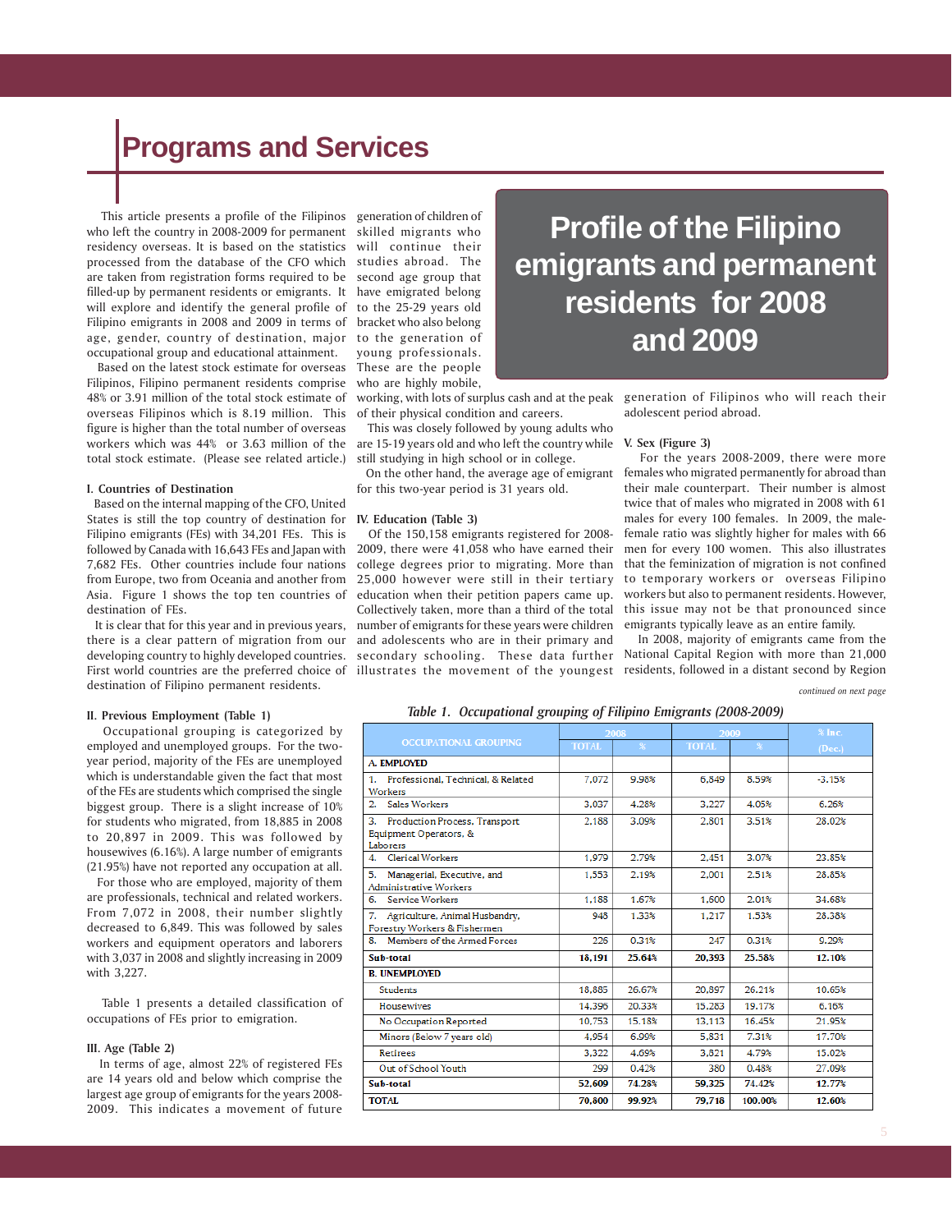# Programs and Services

# Profile of the Filipino emigrants and permanent residents for 2008 and 2009

This article presents a profile of the Filipinos who left the country in 2008-2009 for permanent residency overseas. It is based on the statistics processed from the database of the CFO which are taken from registration forms required to be filled-up by permanent residents or emigrants. It will explore and identify the general profile of Filipino emigrants in 2008 and 2009 in terms of age, gender, country of destination, major occupational group and educational attainment.

Based on the latest stock estimate for overseas Filipinos, Filipino permanent residents comprise 48% or 3.91 million of the total stock estimate of overseas Filipinos which is 8.19 million. This figure is higher than the total number of overseas workers which was 44% or 3.63 million of the total stock estimate. (Please see related article.)

### I. Countries of Destination

Based on the internal mapping of the CFO, United States is still the top country of destination for Filipino emigrants (FEs) with 34,201 FEs. This is followed by Canada with 16,643 FEs and Japan with 7,682 FEs. Other countries include four nations from Europe, two from Oceania and another from Asia. Figure 1 shows the top ten countries of destination of FEs.

It is clear that for this year and in previous years, there is a clear pattern of migration from our developing country to highly developed countries. First world countries are the preferred choice of destination of Filipino permanent residents.

### II. Previous Employment (Table 1)

Occupational grouping is categorized by employed and unemployed groups. For the two-year period, majority of the FEs are unemployed which is understandable given the fact that most of the FEs are students which comprised the single biggest group. There is a slight increase of 10% for students who migrated, from 18,885 in 2008 to 20,897 in 2009. This was followed by housewives (6.16%). A large number of emigrants (21.95%) have not reported any occupation at all.

For those who are employed, majority of them are professionals, technical and related workers. From 7,072 in 2008, their number slightly decreased to 6,849. This was followed by sales workers and equipment operators and laborers with 3,037 in 2008 and slightly increasing in 2009 with 3,227.

Table 1 presents a detailed classification of occupations of FEs prior to emigration.

### III. Age (Table 2)

In terms of age, almost 22% of registered FEs are 14 years old and below which comprise the largest age group of emigrants for the years 2008-2009. This indicates a movement of future generation of children of skilled migrants who will continue their studies abroad. The second age group that have emigrated belong to the 25-29 years old bracket who also belong to the generation of young professionals. These are the people who are highly mobile, working, with lots of surplus cash and at the peak of their physical condition and careers.

This was closely followed by young adults who are 15-19 years old and who left the country while still studying in high school or in college.

On the other hand, the average age of emigrant for this two-year period is 31 years old.

### IV. Education (Table 3)

Of the 150,158 emigrants registered for 2008-2009, there were 41,058 who have earned their college degrees prior to migrating. More than 25,000 however were still in their tertiary education when their petition papers came up. Collectively taken, more than a third of the total number of emigrants for these years were children and adolescents who are in their primary and secondary schooling. These data further illustrates the movement of the youngest generation of Filipinos who will reach their adolescent period abroad.

### V. Sex (Figure 3)

For the years 2008-2009, there were more females who migrated permanently for abroad than their male counterpart. Their number is almost twice that of males who migrated in 2008 with 61 males for every 100 females. In 2009, the male-female ratio was slightly higher for males with 66 men for every 100 women. This also illustrates that the feminization of migration is not confined to temporary workers or overseas Filipino workers but also to permanent residents. However, this issue may not be that pronounced since emigrants typically leave as an entire family.

In 2008, majority of emigrants came from the National Capital Region with more than 21,000 residents, followed in a distant second by Region

*continued on next page*

*Table 1. Occupational grouping of Filipino Emigrants (2008-2009)*

| OCCUPATIONAL GROUPING | 2008 | | 2009 | | % Inc. (Dec.) |
|---|---|---|---|---|---|
| | TOTAL | % | TOTAL | % | |
| **A. EMPLOYED** | | | | | |
| 1. Professional, Technical, & Related Workers | 7,072 | 9.98% | 6,849 | 8.59% | -3.15% |
| 2. Sales Workers | 3,037 | 4.28% | 3,227 | 4.05% | 6.26% |
| 3. Production Process, Transport Equipment Operators, & Laborers | 2,188 | 3.09% | 2,801 | 3.51% | 28.02% |
| 4. Clerical Workers | 1,979 | 2.79% | 2,451 | 3.07% | 23.85% |
| 5. Managerial, Executive, and Administrative Workers | 1,553 | 2.19% | 2,001 | 2.51% | 28.85% |
| 6. Service Workers | 1,188 | 1.67% | 1,600 | 2.01% | 34.68% |
| 7. Agriculture, Animal Husbandry, Forestry Workers & Fishermen | 948 | 1.33% | 1,217 | 1.53% | 28.38% |
| 8. Members of the Armed Forces | 226 | 0.31% | 247 | 0.31% | 9.29% |
| **Sub-total** | **18,191** | **25.64%** | **20,393** | **25.58%** | **12.10%** |
| **B. UNEMPLOYED** | | | | | |
| Students | 18,885 | 26.67% | 20,897 | 26.21% | 10.65% |
| Housewives | 14,396 | 20.33% | 15,283 | 19.17% | 6.16% |
| No Occupation Reported | 10,753 | 15.18% | 13,113 | 16.45% | 21.95% |
| Minors (Below 7 years old) | 4,954 | 6.99% | 5,831 | 7.31% | 17.70% |
| Retirees | 3,322 | 4.69% | 3,821 | 4.79% | 15.02% |
| Out of School Youth | 299 | 0.42% | 380 | 0.48% | 27.09% |
| **Sub-total** | **52,609** | **74.28%** | **59,325** | **74.42%** | **12.77%** |
| **TOTAL** | **70,800** | **99.92%** | **79,718** | **100.00%** | **12.60%** |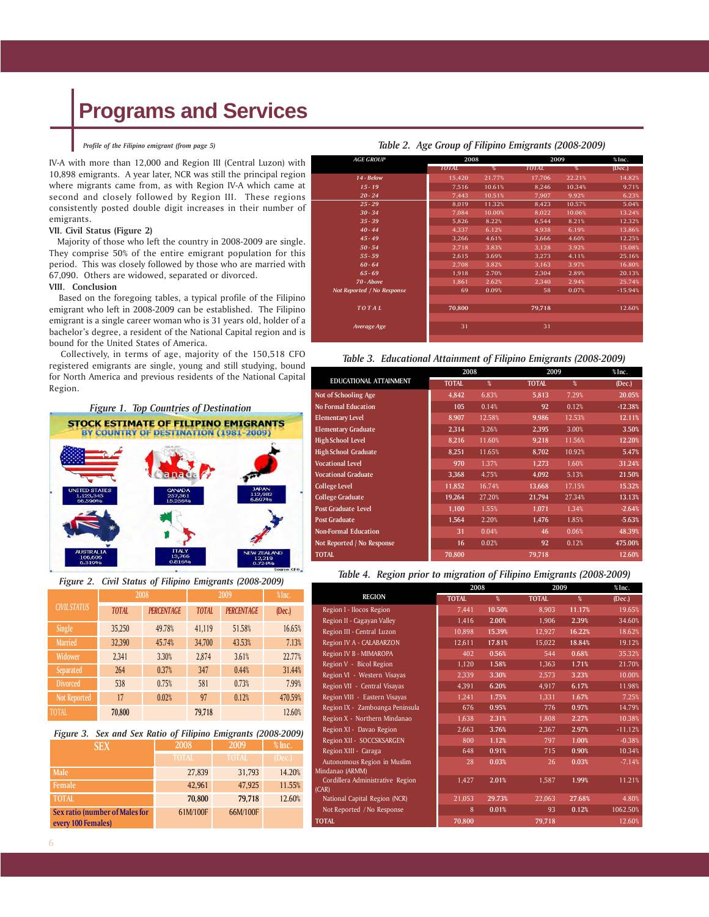# Programs and Services

*Profile of the Filipino emigrant (from page 5)*

IV-A with more than 12,000 and Region III (Central Luzon) with 10,898 emigrants. A year later, NCR was still the principal region where migrants came from, as with Region IV-A which came at second and closely followed by Region III. These regions consistently posted double digit increases in their number of emigrants.

**VII. Civil Status (Figure 2)**

Majority of those who left the country in 2008-2009 are single. They comprise 50% of the entire emigrant population for this period. This was closely followed by those who are married with 67,090. Others are widowed, separated or divorced.

**VIII. Conclusion**

Based on the foregoing tables, a typical profile of the Filipino emigrant who left in 2008-2009 can be established. The Filipino emigrant is a single career woman who is 31 years old, holder of a bachelor's degree, a resident of the National Capital region and is bound for the United States of America.

Collectively, in terms of age, majority of the 150,518 CFO registered emigrants are single, young and still studying, bound for North America and previous residents of the National Capital Region.

*Figure 1. Top Countries of Destination*

**STOCK ESTIMATE OF FILIPINO EMIGRANTS BY COUNTRY OF DESTINATION (1981-2009)**

| Country | Number | Percent |
|---|---|---|
| UNITED STATES | 1,123,345 | 66.5909% |
| CANADA | 257,361 | 15.2564% |
| JAPAN | 112,982 | 6.6976% |
| AUSTRALIA | 106,606 | 6.3196% |
| ITALY | 13,766 | 0.8164% |
| NEW ZEALAND | 12,219 | 0.7243% |

Source: CFO

*Figure 2. Civil Status of Filipino Emigrants (2008-2009)*

| CIVIL STATUS | 2008 | | 2009 | | %Inc. |
|---|---|---|---|---|---|
| | TOTAL | PERCENTAGE | TOTAL | PERCENTAGE | (Dec.) |
| Single | 35,250 | 49.78% | 41,119 | 51.58% | 16.65% |
| Married | 32,390 | 45.74% | 34,700 | 43.53% | 7.13% |
| Widower | 2,341 | 3.30% | 2,874 | 3.61% | 22.77% |
| Separated | 264 | 0.37% | 347 | 0.44% | 31.44% |
| Divorced | 538 | 0.75% | 581 | 0.73% | 7.99% |
| Not Reported | 17 | 0.02% | 97 | 0.12% | 470.59% |
| TOTAL | 70,800 | | 79,718 | | 12.60% |

*Figure 3. Sex and Sex Ratio of Filipino Emigrants (2008-2009)*

| SEX | 2008 | 2009 | % Inc. |
|---|---|---|---|
| | TOTAL | TOTAL | (Dec.) |
| Male | 27,839 | 31,793 | 14.20% |
| Female | 42,961 | 47,925 | 11.55% |
| TOTAL | 70,800 | 79,718 | 12.60% |
| Sex ratio (number of Males for every 100 Females) | 61M/100F | 66M/100F | |

*Table 2. Age Group of Filipino Emigrants (2008-2009)*

| AGE GROUP | 2008 | | 2009 | | %Inc. |
|---|---|---|---|---|---|
| | TOTAL | % | TOTAL | % | (Dec.) |
| 14 - Below | 15,420 | 21.77% | 17,706 | 22.21% | 14.82% |
| 15 - 19 | 7,516 | 10.61% | 8,246 | 10.34% | 9.71% |
| 20 - 24 | 7,443 | 10.51% | 7,907 | 9.92% | 6.23% |
| 25 - 29 | 8,019 | 11.32% | 8,423 | 10.57% | 5.04% |
| 30 - 34 | 7,084 | 10.00% | 8,022 | 10.06% | 13.24% |
| 35 - 39 | 5,826 | 8.22% | 6,544 | 8.21% | 12.32% |
| 40 - 44 | 4,337 | 6.12% | 4,938 | 6.19% | 13.86% |
| 45 - 49 | 3,266 | 4.61% | 3,666 | 4.60% | 12.25% |
| 50 - 54 | 2,718 | 3.83% | 3,128 | 3.92% | 15.08% |
| 55 - 59 | 2,615 | 3.69% | 3,273 | 4.11% | 25.16% |
| 60 - 64 | 2,708 | 3.82% | 3,163 | 3.97% | 16.80% |
| 65 - 69 | 1,918 | 2.70% | 2,304 | 2.89% | 20.13% |
| 70 - Above | 1,861 | 2.62% | 2,340 | 2.94% | 25.74% |
| Not Reported / No Response | 69 | 0.09% | 58 | 0.07% | -15.94% |
| TOTAL | 70,800 | | 79,718 | | 12.60% |
| Average Age | 31 | | 31 | | |

*Table 3. Educational Attainment of Filipino Emigrants (2008-2009)*

| EDUCATIONAL ATTAINMENT | 2008 | | 2009 | | %Inc. |
|---|---|---|---|---|---|
| | TOTAL | % | TOTAL | % | (Dec.) |
| Not of Schooling Age | 4,842 | 6.83% | 5,813 | 7.29% | 20.05% |
| No Formal Education | 105 | 0.14% | 92 | 0.12% | -12.38% |
| Elementary Level | 8,907 | 12.58% | 9,986 | 12.53% | 12.11% |
| Elementary Graduate | 2,314 | 3.26% | 2,395 | 3.00% | 3.50% |
| High School Level | 8,216 | 11.60% | 9,218 | 11.56% | 12.20% |
| High School Graduate | 8,251 | 11.65% | 8,702 | 10.92% | 5.47% |
| Vocational Level | 970 | 1.37% | 1,273 | 1.60% | 31.24% |
| Vocational Graduate | 3,368 | 4.75% | 4,092 | 5.13% | 21.50% |
| College Level | 11,852 | 16.74% | 13,668 | 17.15% | 15.32% |
| College Graduate | 19,264 | 27.20% | 21,794 | 27.34% | 13.13% |
| Post Graduate Level | 1,100 | 1.55% | 1,071 | 1.34% | -2.64% |
| Post Graduate | 1,564 | 2.20% | 1,476 | 1.85% | -5.63% |
| Non-Formal Education | 31 | 0.04% | 46 | 0.06% | 48.39% |
| Not Reported / No Response | 16 | 0.02% | 92 | 0.12% | 475.00% |
| TOTAL | 70,800 | | 79,718 | | 12.60% |

*Table 4. Region prior to migration of Filipino Emigrants (2008-2009)*

| REGION | 2008 | | 2009 | | %Inc. |
|---|---|---|---|---|---|
| | TOTAL | % | TOTAL | % | (Dec.) |
| Region I - Ilocos Region | 7,441 | 10.50% | 8,903 | 11.17% | 19.65% |
| Region II - Cagayan Valley | 1,416 | 2.00% | 1,906 | 2.39% | 34.60% |
| Region III - Central Luzon | 10,898 | 15.39% | 12,927 | 16.22% | 18.62% |
| Region IV A - CALABARZON | 12,611 | 17.81% | 15,022 | 18.84% | 19.12% |
| Region IV B - MIMAROPA | 402 | 0.56% | 544 | 0.68% | 35.32% |
| Region V - Bicol Region | 1,120 | 1.58% | 1,363 | 1.71% | 21.70% |
| Region VI - Western Visayas | 2,339 | 3.30% | 2,573 | 3.23% | 10.00% |
| Region VII - Central Visayas | 4,391 | 6.20% | 4,917 | 6.17% | 11.98% |
| Region VIII - Eastern Visayas | 1,241 | 1.75% | 1,331 | 1.67% | 7.25% |
| Region IX - Zamboanga Peninsula | 676 | 0.95% | 776 | 0.97% | 14.79% |
| Region X - Northern Mindanao | 1,638 | 2.31% | 1,808 | 2.27% | 10.38% |
| Region XI - Davao Region | 2,663 | 3.76% | 2,367 | 2.97% | -11.12% |
| Region XII - SOCCSKSARGEN | 800 | 1.12% | 797 | 1.00% | -0.38% |
| Region XIII - Caraga | 648 | 0.91% | 715 | 0.90% | 10.34% |
| Autonomous Region in Muslim Mindanao (ARMM) | 28 | 0.03% | 26 | 0.03% | -7.14% |
| Cordillera Administrative Region (CAR) | 1,427 | 2.01% | 1,587 | 1.99% | 11.21% |
| National Capital Region (NCR) | 21,053 | 29.73% | 22,063 | 27.68% | 4.80% |
| Not Reported / No Response | 8 | 0.01% | 93 | 0.12% | 1062.50% |
| TOTAL | 70,800 | | 79,718 | | 12.60% |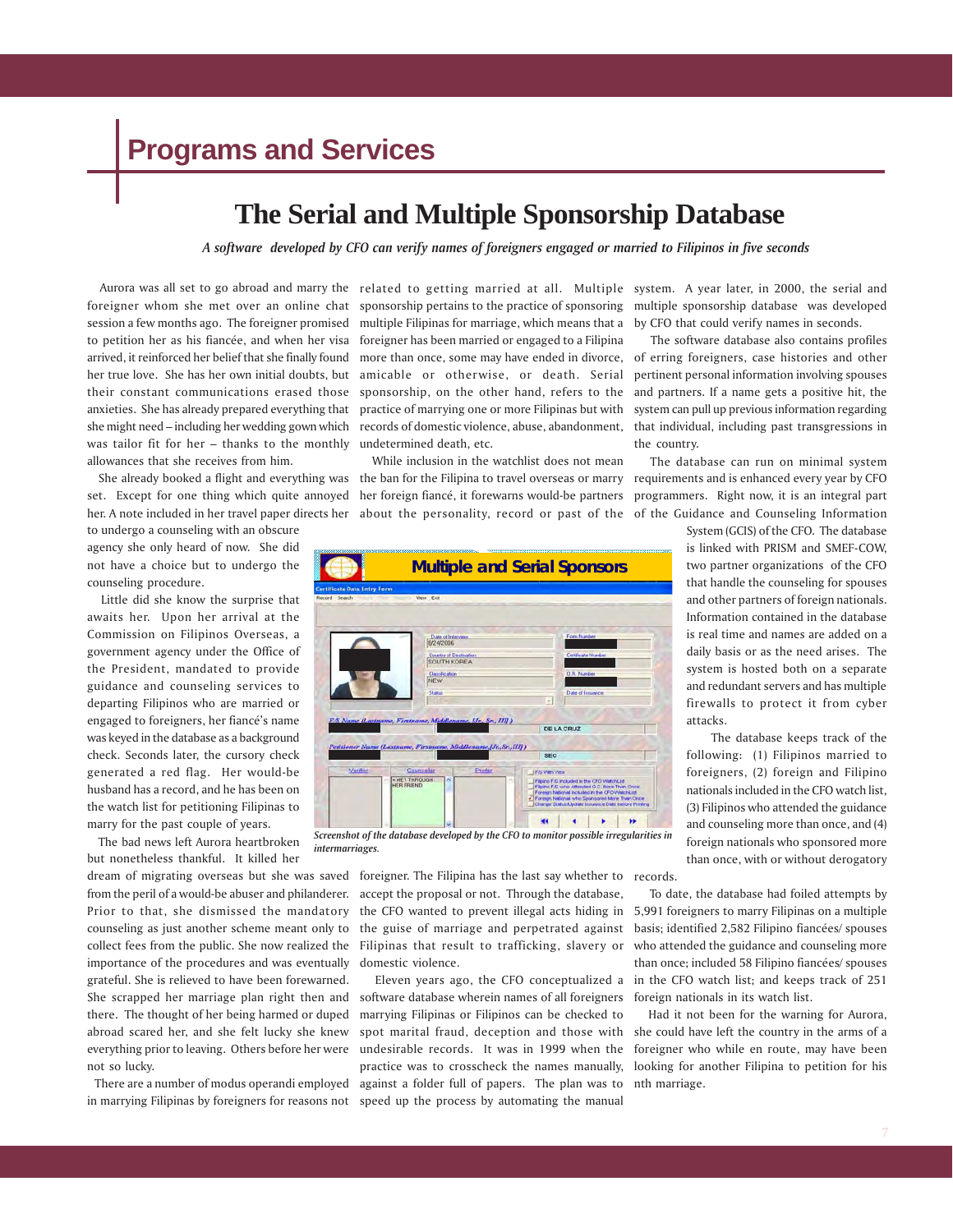## Programs and Services

# The Serial and Multiple Sponsorship Database

*A software developed by CFO can verify names of foreigners engaged or married to Filipinos in five seconds*

Aurora was all set to go abroad and marry the foreigner whom she met over an online chat session a few months ago. The foreigner promised to petition her as his fiancée, and when her visa arrived, it reinforced her belief that she finally found her true love. She has her own initial doubts, but their constant communications erased those anxieties. She has already prepared everything that she might need – including her wedding gown which was tailor fit for her – thanks to the monthly allowances that she receives from him.

She already booked a flight and everything was set. Except for one thing which quite annoyed her. A note included in her travel paper directs her to undergo a counseling with an obscure agency she only heard of now. She did not have a choice but to undergo the counseling procedure.

Little did she know the surprise that awaits her. Upon her arrival at the Commission on Filipinos Overseas, a government agency under the Office of the President, mandated to provide guidance and counseling services to departing Filipinos who are married or engaged to foreigners, her fiancé's name was keyed in the database as a background check. Seconds later, the cursory check generated a red flag. Her would-be husband has a record, and he has been on the watch list for petitioning Filipinas to marry for the past couple of years.

The bad news left Aurora heartbroken but nonetheless thankful. It killed her dream of migrating overseas but she was saved from the peril of a would-be abuser and philanderer. Prior to that, she dismissed the mandatory counseling as just another scheme meant only to collect fees from the public. She now realized the importance of the procedures and was eventually grateful. She is relieved to have been forewarned. She scrapped her marriage plan right then and there. The thought of her being harmed or duped abroad scared her, and she felt lucky she knew everything prior to leaving. Others before her were not so lucky.

There are a number of modus operandi employed in marrying Filipinas by foreigners for reasons not related to getting married at all. Multiple sponsorship pertains to the practice of sponsoring multiple Filipinas for marriage, which means that a foreigner has been married or engaged to a Filipina more than once, some may have ended in divorce, amicable or otherwise, or death. Serial sponsorship, on the other hand, refers to the practice of marrying one or more Filipinas but with records of domestic violence, abuse, abandonment, undetermined death, etc.

While inclusion in the watchlist does not mean the ban for the Filipina to travel overseas or marry her foreign fiancé, it forewarns would-be partners about the personality, record or past of the foreigner. The Filipina has the last say whether to accept the proposal or not. Through the database, the CFO wanted to prevent illegal acts hiding in the guise of marriage and perpetrated against Filipinas that result to trafficking, slavery or domestic violence.

*Screenshot of the database developed by the CFO to monitor possible irregularities in intermarriages.*

Eleven years ago, the CFO conceptualized a software database wherein names of all foreigners marrying Filipinas or Filipinos can be checked to spot marital fraud, deception and those with undesirable records. It was in 1999 when the practice was to crosscheck the names manually, against a folder full of papers. The plan was to speed up the process by automating the manual system. A year later, in 2000, the serial and multiple sponsorship database was developed by CFO that could verify names in seconds.

The software database also contains profiles of erring foreigners, case histories and other pertinent personal information involving spouses and partners. If a name gets a positive hit, the system can pull up previous information regarding that individual, including past transgressions in the country.

The database can run on minimal system requirements and is enhanced every year by CFO programmers. Right now, it is an integral part of the Guidance and Counseling Information System (GCIS) of the CFO. The database is linked with PRISM and SMEF-COW, two partner organizations of the CFO that handle the counseling for spouses and other partners of foreign nationals. Information contained in the database is real time and names are added on a daily basis or as the need arises. The system is hosted both on a separate and redundant servers and has multiple firewalls to protect it from cyber attacks.

The database keeps track of the following: (1) Filipinos married to foreigners, (2) foreign and Filipino nationals included in the CFO watch list, (3) Filipinos who attended the guidance and counseling more than once, and (4) foreign nationals who sponsored more than once, with or without derogatory records.

To date, the database had foiled attempts by 5,991 foreigners to marry Filipinas on a multiple basis; identified 2,582 Filipino fiancées/ spouses who attended the guidance and counseling more than once; included 58 Filipino fiancées/ spouses in the CFO watch list; and keeps track of 251 foreign nationals in its watch list.

Had it not been for the warning for Aurora, she could have left the country in the arms of a foreigner who while en route, may have been looking for another Filipina to petition for his nth marriage.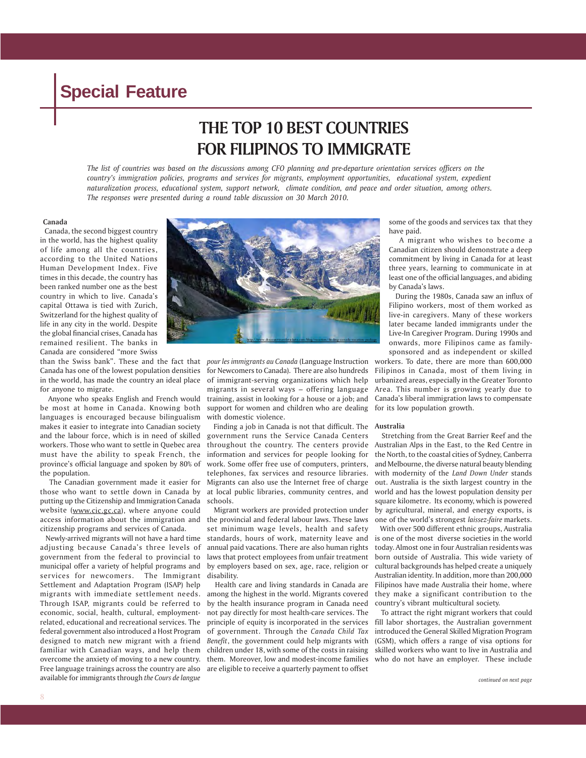## Special Feature

# THE TOP 10 BEST COUNTRIES FOR FILIPINOS TO IMMIGRATE

*The list of countries was based on the discussions among CFO planning and pre-departure orientation services officers on the country's immigration policies, programs and services for migrants, employment opportunities, educational system, expedient naturalization process, educational system, support network, climate condition, and peace and order situation, among others. The responses were presented during a round table discussion on 30 March 2010.*

### Canada

Canada, the second biggest country in the world, has the highest quality of life among all the countries, according to the United Nations Human Development Index. Five times in this decade, the country has been ranked number one as the best country in which to live. Canada's capital Ottawa is tied with Zurich, Switzerland for the highest quality of life in any city in the world. Despite the global financial crises, Canada has remained resilient. The banks in Canada are considered "more Swiss than the Swiss bank". These and the fact that Canada has one of the lowest population densities in the world, has made the country an ideal place for anyone to migrate.

Anyone who speaks English and French would be most at home in Canada. Knowing both languages is encouraged because bilingualism makes it easier to integrate into Canadian society and the labour force, which is in need of skilled workers. Those who want to settle in Quebec area must have the ability to speak French, the province's official language and spoken by 80% of the population.

The Canadian government made it easier for those who want to settle down in Canada by putting up the Citizenship and Immigration Canada website (www.cic.gc.ca), where anyone could access information about the immigration and citizenship programs and services of Canada.

Newly-arrived migrants will not have a hard time adjusting because Canada's three levels of government from the federal to provincial to municipal offer a variety of helpful programs and services for newcomers. The Immigrant Settlement and Adaptation Program (ISAP) help migrants with immediate settlement needs. Through ISAP, migrants could be referred to economic, social, health, cultural, employment-related, educational and recreational services. The federal government also introduced a Host Program designed to match new migrant with a friend familiar with Canadian ways, and help them overcome the anxiety of moving to a new country. Free language trainings across the country are also available for immigrants through *the Cours de langue pour les immigrants au Canada* (Language Instruction for Newcomers to Canada). There are also hundreds of immigrant-serving organizations which help migrants in several ways – offering language training, assist in looking for a house or a job; and support for women and children who are dealing with domestic violence.

Finding a job in Canada is not that difficult. The government runs the Service Canada Centers throughout the country. The centers provide information and services for people looking for work. Some offer free use of computers, printers, telephones, fax services and resource libraries. Migrants can also use the Internet free of charge at local public libraries, community centres, and schools.

Migrant workers are provided protection under the provincial and federal labour laws. These laws set minimum wage levels, health and safety standards, hours of work, maternity leave and annual paid vacations. There are also human rights laws that protect employees from unfair treatment by employers based on sex, age, race, religion or disability.

Health care and living standards in Canada are among the highest in the world. Migrants covered by the health insurance program in Canada need not pay directly for most health-care services. The principle of equity is incorporated in the services of government. Through the *Canada Child Tax Benefit*, the government could help migrants with children under 18, with some of the costs in raising them. Moreover, low and modest-income families are eligible to receive a quarterly payment to offset some of the goods and services tax that they have paid.

A migrant who wishes to become a Canadian citizen should demonstrate a deep commitment by living in Canada for at least three years, learning to communicate in at least one of the official languages, and abiding by Canada's laws.

During the 1980s, Canada saw an influx of Filipino workers, most of them worked as live-in caregivers. Many of these workers later became landed immigrants under the Live-In Caregiver Program. During 1990s and onwards, more Filipinos came as family-sponsored and as independent or skilled workers. To date, there are more than 600,000 Filipinos in Canada, most of them living in urbanized areas, especially in the Greater Toronto Area. This number is growing yearly due to Canada's liberal immigration laws to compensate for its low population growth.

### Australia

Stretching from the Great Barrier Reef and the Australian Alps in the East, to the Red Centre in the North, to the coastal cities of Sydney, Canberra and Melbourne, the diverse natural beauty blending with modernity of the *Land Down Under* stands out. Australia is the sixth largest country in the world and has the lowest population density per square kilometre. Its economy, which is powered by agricultural, mineral, and energy exports, is one of the world's strongest *laissez-faire* markets.

With over 500 different ethnic groups, Australia is one of the most diverse societies in the world today. Almost one in four Australian residents was born outside of Australia. This wide variety of cultural backgrounds has helped create a uniquely Australian identity. In addition, more than 200,000 Filipinos have made Australia their home, where they make a significant contribution to the country's vibrant multicultural society.

To attract the right migrant workers that could fill labor shortages, the Australian government introduced the General Skilled Migration Program (GSM), which offers a range of visa options for skilled workers who want to live in Australia and who do not have an employer. These include

*continued on next page*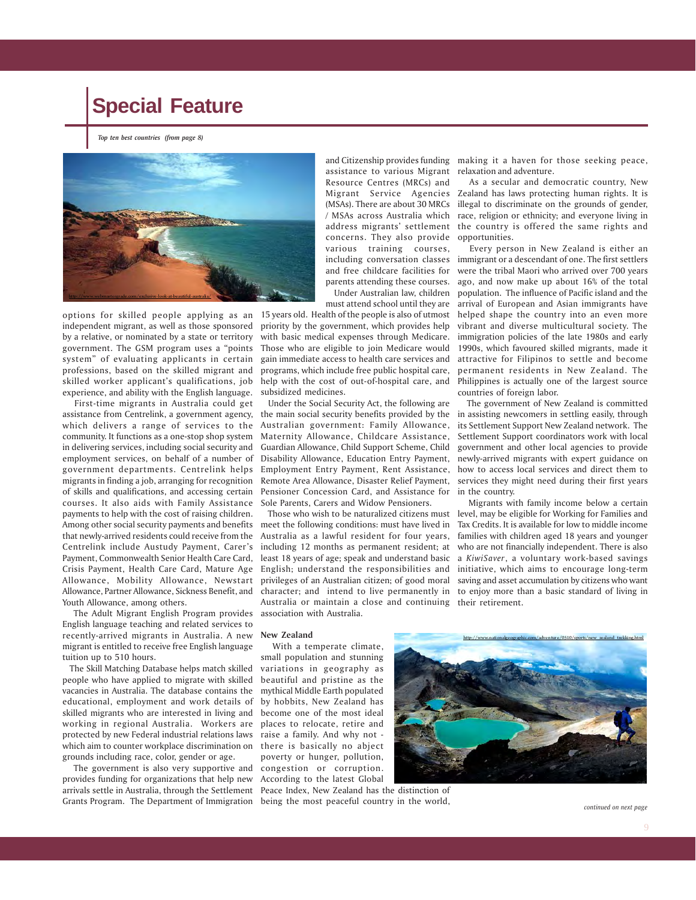# Special Feature

*Top ten best countries (from page 8)*

http://www.webmastergrade.com/exclusive-look-at-beautiful-australia/

options for skilled people applying as an independent migrant, as well as those sponsored by a relative, or nominated by a state or territory government. The GSM program uses a "points system" of evaluating applicants in certain professions, based on the skilled migrant and skilled worker applicant's qualifications, job experience, and ability with the English language.

First-time migrants in Australia could get assistance from Centrelink, a government agency, which delivers a range of services to the community. It functions as a one-stop shop system in delivering services, including social security and employment services, on behalf of a number of government departments. Centrelink helps migrants in finding a job, arranging for recognition of skills and qualifications, and accessing certain courses. It also aids with Family Assistance payments to help with the cost of raising children. Among other social security payments and benefits that newly-arrived residents could receive from the Centrelink include Austudy Payment, Carer's Payment, Commonwealth Senior Health Care Card, Crisis Payment, Health Care Card, Mature Age Allowance, Mobility Allowance, Newstart Allowance, Partner Allowance, Sickness Benefit, and Youth Allowance, among others.

The Adult Migrant English Program provides English language teaching and related services to recently-arrived migrants in Australia. A new migrant is entitled to receive free English language tuition up to 510 hours.

The Skill Matching Database helps match skilled people who have applied to migrate with skilled vacancies in Australia. The database contains the educational, employment and work details of skilled migrants who are interested in living and working in regional Australia. Workers are protected by new Federal industrial relations laws which aim to counter workplace discrimination on grounds including race, color, gender or age.

The government is also very supportive and provides funding for organizations that help new arrivals settle in Australia, through the Settlement Grants Program. The Department of Immigration and Citizenship provides funding assistance to various Migrant Resource Centres (MRCs) and Migrant Service Agencies (MSAs). There are about 30 MRCs / MSAs across Australia which address migrants' settlement concerns. They also provide various training courses, including conversation classes and free childcare facilities for parents attending these courses.

Under Australian law, children must attend school until they are 15 years old. Health of the people is also of utmost priority by the government, which provides help with basic medical expenses through Medicare. Those who are eligible to join Medicare would gain immediate access to health care services and programs, which include free public hospital care, help with the cost of out-of-hospital care, and subsidized medicines.

Under the Social Security Act, the following are the main social security benefits provided by the Australian government: Family Allowance, Maternity Allowance, Childcare Assistance, Guardian Allowance, Child Support Scheme, Child Disability Allowance, Education Entry Payment, Employment Entry Payment, Rent Assistance, Remote Area Allowance, Disaster Relief Payment, Pensioner Concession Card, and Assistance for Sole Parents, Carers and Widow Pensioners.

Those who wish to be naturalized citizens must meet the following conditions: must have lived in Australia as a lawful resident for four years, including 12 months as permanent resident; at least 18 years of age; speak and understand basic English; understand the responsibilities and privileges of an Australian citizen; of good moral character; and intend to live permanently in Australia or maintain a close and continuing association with Australia.

**New Zealand**

With a temperate climate, small population and stunning variations in geography as beautiful and pristine as the mythical Middle Earth populated by hobbits, New Zealand has become one of the most ideal places to relocate, retire and raise a family. And why not - there is basically no abject poverty or hunger, pollution, congestion or corruption. According to the latest Global Peace Index, New Zealand has the distinction of being the most peaceful country in the world, making it a haven for those seeking peace, relaxation and adventure.

As a secular and democratic country, New Zealand has laws protecting human rights. It is illegal to discriminate on the grounds of gender, race, religion or ethnicity; and everyone living in the country is offered the same rights and opportunities.

Every person in New Zealand is either an immigrant or a descendant of one. The first settlers were the tribal Maori who arrived over 700 years ago, and now make up about 16% of the total population. The influence of Pacific island and the arrival of European and Asian immigrants have helped shape the country into an even more vibrant and diverse multicultural society. The immigration policies of the late 1980s and early 1990s, which favoured skilled migrants, made it attractive for Filipinos to settle and become permanent residents in New Zealand. The Philippines is actually one of the largest source countries of foreign labor.

The government of New Zealand is committed in assisting newcomers in settling easily, through its Settlement Support New Zealand network. The Settlement Support coordinators work with local government and other local agencies to provide newly-arrived migrants with expert guidance on how to access local services and direct them to services they might need during their first years in the country.

Migrants with family income below a certain level, may be eligible for Working for Families and Tax Credits. It is available for low to middle income families with children aged 18 years and younger who are not financially independent. There is also a *KiwiSaver*, a voluntary work-based savings initiative, which aims to encourage long-term saving and asset accumulation by citizens who want to enjoy more than a basic standard of living in their retirement.

http://www.nationalgeographic.com/adventure/0510/sports/new_zealand_trekking.html

*continued on next page*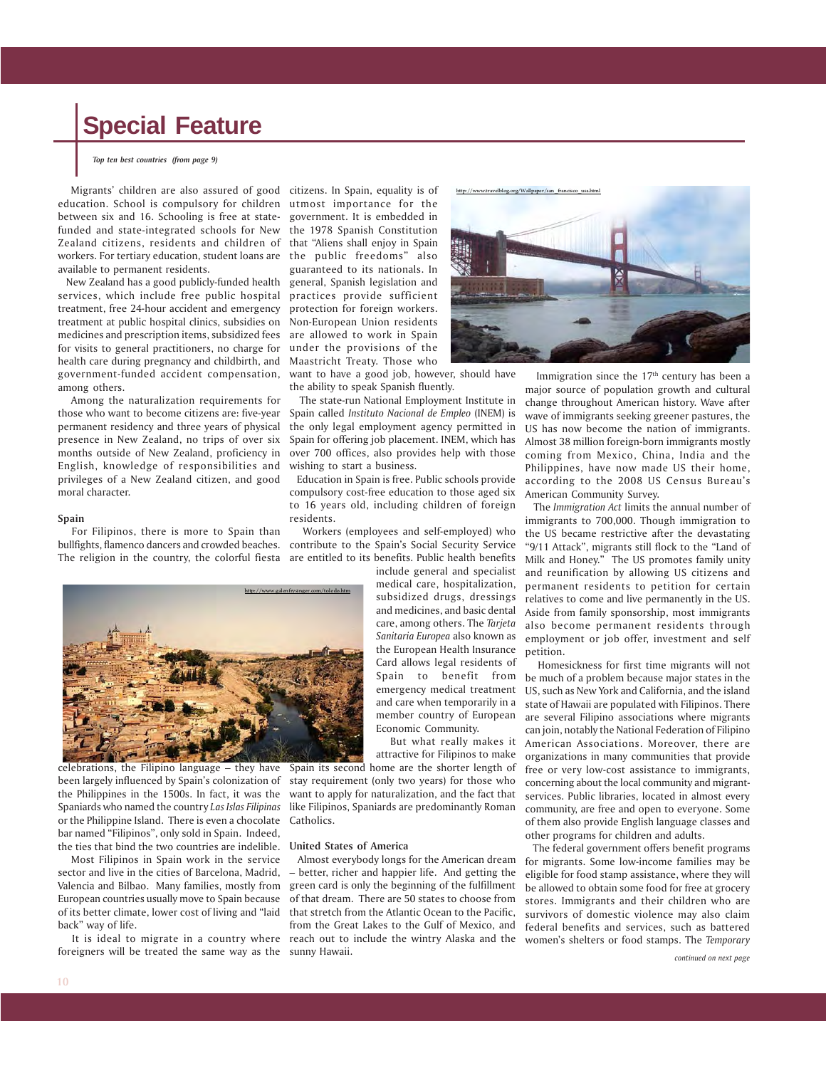## Special Feature

*Top ten best countries (from page 9)*

Migrants' children are also assured of good education. School is compulsory for children between six and 16. Schooling is free at state-funded and state-integrated schools for New Zealand citizens, residents and children of workers. For tertiary education, student loans are available to permanent residents.

New Zealand has a good publicly-funded health services, which include free public hospital treatment, free 24-hour accident and emergency treatment at public hospital clinics, subsidies on medicines and prescription items, subsidized fees for visits to general practitioners, no charge for health care during pregnancy and childbirth, and government-funded accident compensation, among others.

Among the naturalization requirements for those who want to become citizens are: five-year permanent residency and three years of physical presence in New Zealand, no trips of over six months outside of New Zealand, proficiency in English, knowledge of responsibilities and privileges of a New Zealand citizen, and good moral character.

**Spain**

For Filipinos, there is more to Spain than bullfights, flamenco dancers and crowded beaches. The religion in the country, the colorful fiesta celebrations, the Filipino language – they have been largely influenced by Spain's colonization of the Philippines in the 1500s. In fact, it was the Spaniards who named the country *Las Islas Filipinas* or the Philippine Island. There is even a chocolate bar named "Filipinos", only sold in Spain. Indeed, the ties that bind the two countries are indelible.

Most Filipinos in Spain work in the service sector and live in the cities of Barcelona, Madrid, Valencia and Bilbao. Many families, mostly from European countries usually move to Spain because of its better climate, lower cost of living and "laid back" way of life.

It is ideal to migrate in a country where foreigners will be treated the same way as the citizens. In Spain, equality is of utmost importance for the government. It is embedded in the 1978 Spanish Constitution that "Aliens shall enjoy in Spain the public freedoms" also guaranteed to its nationals. In general, Spanish legislation and practices provide sufficient protection for foreign workers. Non-European Union residents are allowed to work in Spain under the provisions of the Maastricht Treaty. Those who want to have a good job, however, should have the ability to speak Spanish fluently.

The state-run National Employment Institute in Spain called *Instituto Nacional de Empleo* (INEM) is the only legal employment agency permitted in Spain for offering job placement. INEM, which has over 700 offices, also provides help with those wishing to start a business.

Education in Spain is free. Public schools provide compulsory cost-free education to those aged six to 16 years old, including children of foreign residents.

Workers (employees and self-employed) who contribute to the Spain's Social Security Service are entitled to its benefits. Public health benefits include general and specialist medical care, hospitalization, subsidized drugs, dressings and medicines, and basic dental care, among others. The *Tarjeta Sanitaria Europea* also known as the European Health Insurance Card allows legal residents of Spain to benefit from emergency medical treatment and care when temporarily in a member country of European Economic Community.

But what really makes it attractive for Filipinos to make Spain its second home are the shorter length of stay requirement (only two years) for those who want to apply for naturalization, and the fact that like Filipinos, Spaniards are predominantly Roman Catholics.

**United States of America**

Almost everybody longs for the American dream – better, richer and happier life. And getting the green card is only the beginning of the fulfillment of that dream. There are 50 states to choose from that stretch from the Atlantic Ocean to the Pacific, from the Great Lakes to the Gulf of Mexico, and reach out to include the wintry Alaska and the sunny Hawaii.

Immigration since the 17th century has been a major source of population growth and cultural change throughout American history. Wave after wave of immigrants seeking greener pastures, the US has now become the nation of immigrants. Almost 38 million foreign-born immigrants mostly coming from Mexico, China, India and the Philippines, have now made US their home, according to the 2008 US Census Bureau's American Community Survey.

The *Immigration Act* limits the annual number of immigrants to 700,000. Though immigration to the US became restrictive after the devastating "9/11 Attack", migrants still flock to the "Land of Milk and Honey." The US promotes family unity and reunification by allowing US citizens and permanent residents to petition for certain relatives to come and live permanently in the US. Aside from family sponsorship, most immigrants also become permanent residents through employment or job offer, investment and self petition.

Homesickness for first time migrants will not be much of a problem because major states in the US, such as New York and California, and the island state of Hawaii are populated with Filipinos. There are several Filipino associations where migrants can join, notably the National Federation of Filipino American Associations. Moreover, there are organizations in many communities that provide free or very low-cost assistance to immigrants, concerning about the local community and migrant-services. Public libraries, located in almost every community, are free and open to everyone. Some of them also provide English language classes and other programs for children and adults.

The federal government offers benefit programs for migrants. Some low-income families may be eligible for food stamp assistance, where they will be allowed to obtain some food for free at grocery stores. Immigrants and their children who are survivors of domestic violence may also claim federal benefits and services, such as battered women's shelters or food stamps. The *Temporary*

*continued on next page*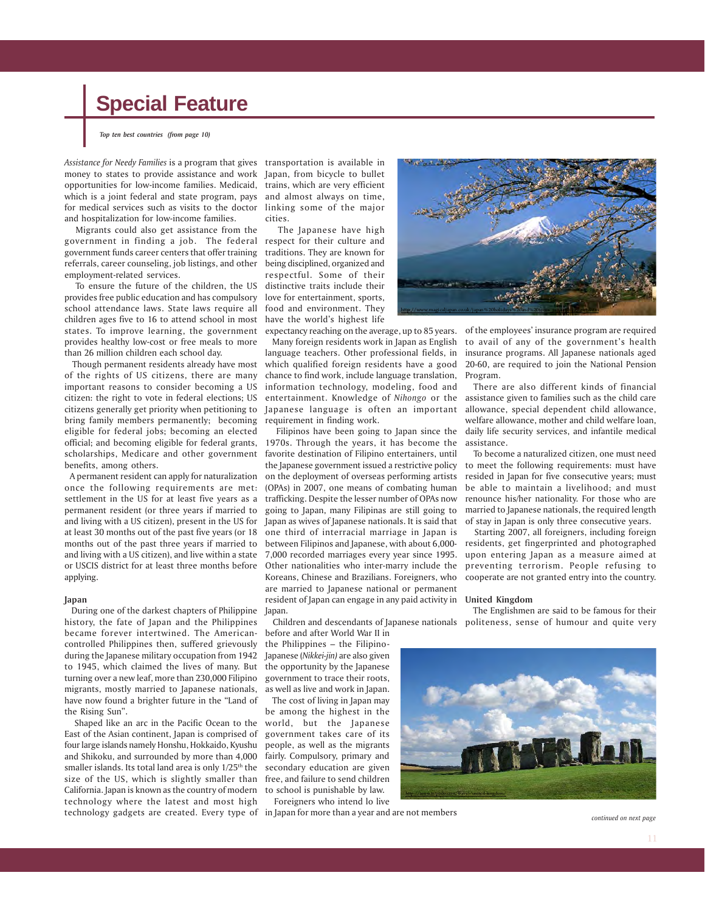# Special Feature

*Top ten best countries (from page 10)*

*Assistance for Needy Families* is a program that gives money to states to provide assistance and work opportunities for low-income families. Medicaid, which is a joint federal and state program, pays for medical services such as visits to the doctor and hospitalization for low-income families.

Migrants could also get assistance from the government in finding a job. The federal government funds career centers that offer training referrals, career counseling, job listings, and other employment-related services.

To ensure the future of the children, the US provides free public education and has compulsory school attendance laws. State laws require all children ages five to 16 to attend school in most states. To improve learning, the government provides healthy low-cost or free meals to more than 26 million children each school day.

Though permanent residents already have most of the rights of US citizens, there are many important reasons to consider becoming a US citizen: the right to vote in federal elections; US citizens generally get priority when petitioning to bring family members permanently; becoming eligible for federal jobs; becoming an elected official; and becoming eligible for federal grants, scholarships, Medicare and other government benefits, among others.

A permanent resident can apply for naturalization once the following requirements are met: settlement in the US for at least five years as a permanent resident (or three years if married to and living with a US citizen), present in the US for at least 30 months out of the past five years (or 18 months out of the past three years if married to and living with a US citizen), and live within a state or USCIS district for at least three months before applying.

**Japan**

During one of the darkest chapters of Philippine history, the fate of Japan and the Philippines became forever intertwined. The American-controlled Philippines then, suffered grievously during the Japanese military occupation from 1942 to 1945, which claimed the lives of many. But turning over a new leaf, more than 230,000 Filipino migrants, mostly married to Japanese nationals, have now found a brighter future in the "Land of the Rising Sun".

Shaped like an arc in the Pacific Ocean to the East of the Asian continent, Japan is comprised of four large islands namely Honshu, Hokkaido, Kyushu and Shikoku, and surrounded by more than 4,000 smaller islands. Its total land area is only 1/25th the size of the US, which is slightly smaller than California. Japan is known as the country of modern technology where the latest and most high technology gadgets are created. Every type of transportation is available in Japan, from bicycle to bullet trains, which are very efficient and almost always on time, linking some of the major cities.

The Japanese have high respect for their culture and traditions. They are known for being disciplined, organized and respectful. Some of their distinctive traits include their love for entertainment, sports, food and environment. They have the world's highest life expectancy reaching on the average, up to 85 years.

Many foreign residents work in Japan as English language teachers. Other professional fields, in which qualified foreign residents have a good chance to find work, include language translation, information technology, modeling, food and entertainment. Knowledge of *Nihongo* or the Japanese language is often an important requirement in finding work.

Filipinos have been going to Japan since the 1970s. Through the years, it has become the favorite destination of Filipino entertainers, until the Japanese government issued a restrictive policy on the deployment of overseas performing artists (OPAs) in 2007, one means of combating human trafficking. Despite the lesser number of OPAs now going to Japan, many Filipinas are still going to Japan as wives of Japanese nationals. It is said that one third of interracial marriage in Japan is between Filipinos and Japanese, with about 6,000-7,000 recorded marriages every year since 1995. Other nationalities who inter-marry include the Koreans, Chinese and Brazilians. Foreigners, who are married to Japanese national or permanent resident of Japan can engage in any paid activity in Japan.

Children and descendants of Japanese nationals before and after World War II in the Philippines – the Filipino-Japanese (*Nikkei-jin)* are also given the opportunity by the Japanese government to trace their roots, as well as live and work in Japan.

The cost of living in Japan may be among the highest in the world, but the Japanese government takes care of its people, as well as the migrants fairly. Compulsory, primary and secondary education are given free, and failure to send children to school is punishable by law.

Foreigners who intend lo live in Japan for more than a year and are not members of the employees' insurance program are required to avail of any of the government's health insurance programs. All Japanese nationals aged 20-60, are required to join the National Pension Program.

There are also different kinds of financial assistance given to families such as the child care allowance, special dependent child allowance, welfare allowance, mother and child welfare loan, daily life security services, and infantile medical assistance.

To become a naturalized citizen, one must need to meet the following requirements: must have resided in Japan for five consecutive years; must be able to maintain a livelihood; and must renounce his/her nationality. For those who are married to Japanese nationals, the required length of stay in Japan is only three consecutive years.

Starting 2007, all foreigners, including foreign residents, get fingerprinted and photographed upon entering Japan as a measure aimed at preventing terrorism. People refusing to cooperate are not granted entry into the country.

**United Kingdom**

The Englishmen are said to be famous for their politeness, sense of humour and quite very

*continued on next page*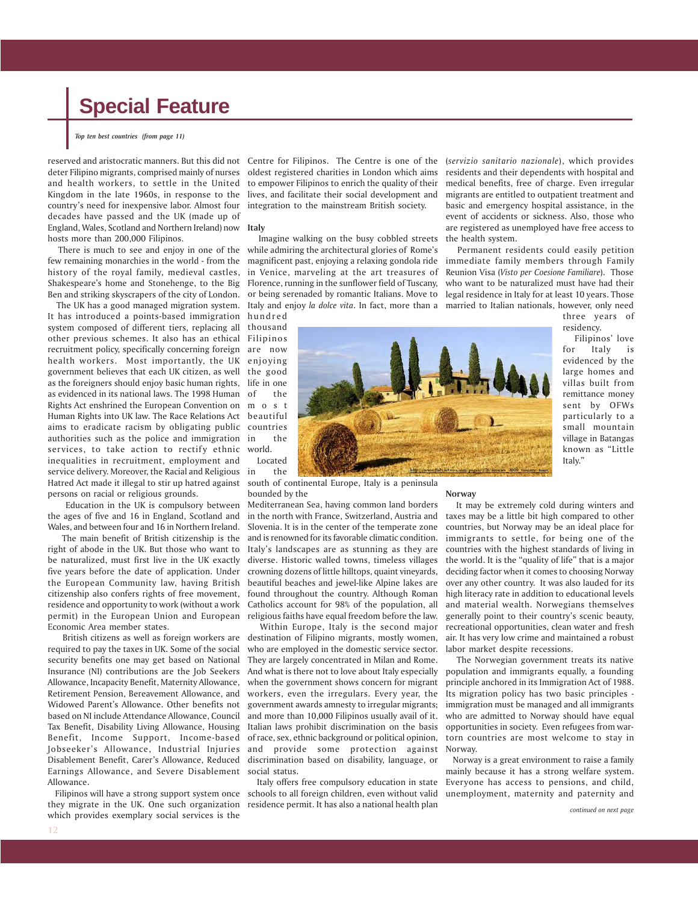# Special Feature

*Top ten best countries (from page 11)*

reserved and aristocratic manners. But this did not deter Filipino migrants, comprised mainly of nurses and health workers, to settle in the United Kingdom in the late 1960s, in response to the country's need for inexpensive labor. Almost four decades have passed and the UK (made up of England, Wales, Scotland and Northern Ireland) now hosts more than 200,000 Filipinos.

There is much to see and enjoy in one of the few remaining monarchies in the world - from the history of the royal family, medieval castles, Shakespeare's home and Stonehenge, to the Big Ben and striking skyscrapers of the city of London.

The UK has a good managed migration system. It has introduced a points-based immigration system composed of different tiers, replacing all other previous schemes. It also has an ethical recruitment policy, specifically concerning foreign health workers. Most importantly, the UK government believes that each UK citizen, as well as the foreigners should enjoy basic human rights, as evidenced in its national laws. The 1998 Human Rights Act enshrined the European Convention on Human Rights into UK law. The Race Relations Act aims to eradicate racism by obligating public authorities such as the police and immigration services, to take action to rectify ethnic inequalities in recruitment, employment and service delivery. Moreover, the Racial and Religious Hatred Act made it illegal to stir up hatred against persons on racial or religious grounds.

Education in the UK is compulsory between the ages of five and 16 in England, Scotland and Wales, and between four and 16 in Northern Ireland.

The main benefit of British citizenship is the right of abode in the UK. But those who want to be naturalized, must first live in the UK exactly five years before the date of application. Under the European Community law, having British citizenship also confers rights of free movement, residence and opportunity to work (without a work permit) in the European Union and European Economic Area member states.

British citizens as well as foreign workers are required to pay the taxes in UK. Some of the social security benefits one may get based on National Insurance (NI) contributions are the Job Seekers Allowance, Incapacity Benefit, Maternity Allowance, Retirement Pension, Bereavement Allowance, and Widowed Parent's Allowance. Other benefits not based on NI include Attendance Allowance, Council Tax Benefit, Disability Living Allowance, Housing Benefit, Income Support, Income-based Jobseeker's Allowance, Industrial Injuries Disablement Benefit, Carer's Allowance, Reduced Earnings Allowance, and Severe Disablement Allowance.

Filipinos will have a strong support system once they migrate in the UK. One such organization which provides exemplary social services is the Centre for Filipinos. The Centre is one of the oldest registered charities in London which aims to empower Filipinos to enrich the quality of their lives, and facilitate their social development and integration to the mainstream British society.

**Italy**

Imagine walking on the busy cobbled streets while admiring the architectural glories of Rome's magnificent past, enjoying a relaxing gondola ride in Venice, marveling at the art treasures of Florence, running in the sunflower field of Tuscany, or being serenaded by romantic Italians. Move to Italy and enjoy *la dolce vita*. In fact, more than a hundred thousand Filipinos are now enjoying the good life in one of the most beautiful countries in the world.

Located in the south of continental Europe, Italy is a peninsula bounded by the Mediterranean Sea, having common land borders in the north with France, Switzerland, Austria and Slovenia. It is in the center of the temperate zone and is renowned for its favorable climatic condition. Italy's landscapes are as stunning as they are diverse. Historic walled towns, timeless villages crowning dozens of little hilltops, quaint vineyards, beautiful beaches and jewel-like Alpine lakes are found throughout the country. Although Roman Catholics account for 98% of the population, all religious faiths have equal freedom before the law.

Within Europe, Italy is the second major destination of Filipino migrants, mostly women, who are employed in the domestic service sector. They are largely concentrated in Milan and Rome. And what is there not to love about Italy especially when the government shows concern for migrant workers, even the irregulars. Every year, the government awards amnesty to irregular migrants; and more than 10,000 Filipinos usually avail of it. Italian laws prohibit discrimination on the basis of race, sex, ethnic background or political opinion, and provide some protection against discrimination based on disability, language, or social status.

Italy offers free compulsory education in state schools to all foreign children, even without valid residence permit. It has also a national health plan (*servizio sanitario nazionale*), which provides residents and their dependents with hospital and medical benefits, free of charge. Even irregular migrants are entitled to outpatient treatment and basic and emergency hospital assistance, in the event of accidents or sickness. Also, those who are registered as unemployed have free access to the health system.

Permanent residents could easily petition immediate family members through Family Reunion Visa (*Visto per Coesione Familiare*). Those who want to be naturalized must have had their legal residence in Italy for at least 10 years. Those married to Italian nationals, however, only need three years of residency.

Filipinos' love for Italy is evidenced by the large homes and villas built from remittance money sent by OFWs particularly to a small mountain village in Batangas known as "Little Italy."

**Norway**

It may be extremely cold during winters and taxes may be a little bit high compared to other countries, but Norway may be an ideal place for immigrants to settle, for being one of the countries with the highest standards of living in the world. It is the "quality of life" that is a major deciding factor when it comes to choosing Norway over any other country. It was also lauded for its high literacy rate in addition to educational levels and material wealth. Norwegians themselves generally point to their country's scenic beauty, recreational opportunities, clean water and fresh air. It has very low crime and maintained a robust labor market despite recessions.

The Norwegian government treats its native population and immigrants equally, a founding principle anchored in its Immigration Act of 1988. Its migration policy has two basic principles - immigration must be managed and all immigrants who are admitted to Norway should have equal opportunities in society. Even refugees from war-torn countries are most welcome to stay in Norway.

Norway is a great environment to raise a family mainly because it has a strong welfare system. Everyone has access to pensions, and child, unemployment, maternity and paternity and

*continued on next page*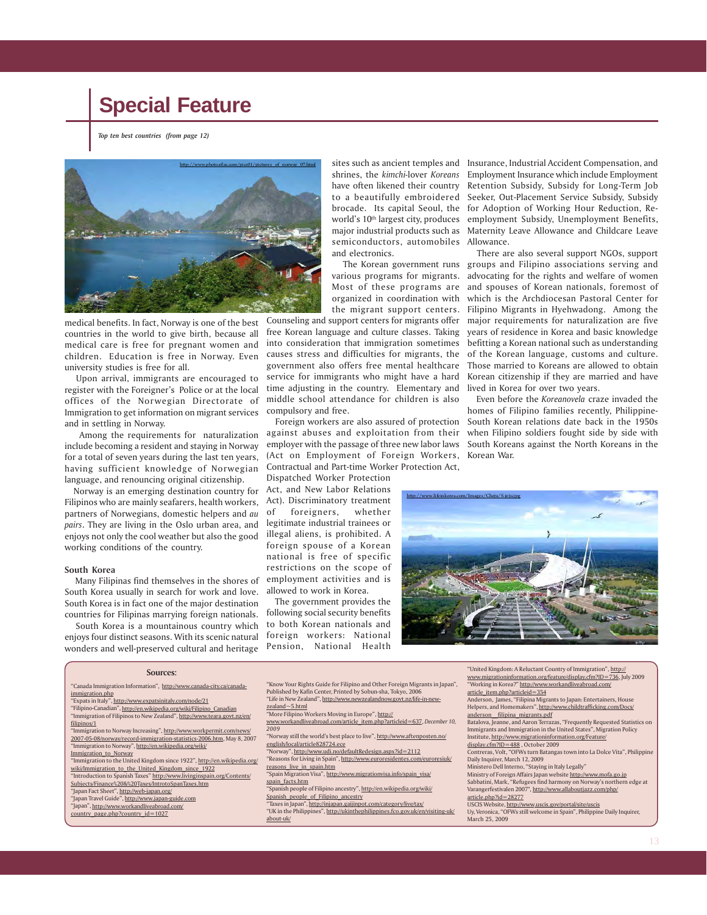# Special Feature

*Top ten best countries (from page 12)*

http://www.photoatlas.com/pics01/pictures_of_norway_07.html

medical benefits. In fact, Norway is one of the best countries in the world to give birth, because all medical care is free for pregnant women and children. Education is free in Norway. Even university studies is free for all.

Upon arrival, immigrants are encouraged to register with the Foreigner's Police or at the local offices of the Norwegian Directorate of Immigration to get information on migrant services and in settling in Norway.

Among the requirements for naturalization include becoming a resident and staying in Norway for a total of seven years during the last ten years, having sufficient knowledge of Norwegian language, and renouncing original citizenship.

Norway is an emerging destination country for Filipinos who are mainly seafarers, health workers, partners of Norwegians, domestic helpers and *au pairs*. They are living in the Oslo urban area, and enjoys not only the cool weather but also the good working conditions of the country.

### South Korea

Many Filipinas find themselves in the shores of South Korea usually in search for work and love. South Korea is in fact one of the major destination countries for Filipinas marrying foreign nationals.

South Korea is a mountainous country which enjoys four distinct seasons. With its scenic natural wonders and well-preserved cultural and heritage sites such as ancient temples and shrines, the *kimchi*-lover *Koreans* have often likened their country to a beautifully embroidered brocade. Its capital Seoul, the world's 10th largest city, produces major industrial products such as semiconductors, automobiles and electronics.

The Korean government runs various programs for migrants. Most of these programs are organized in coordination with the migrant support centers. Counseling and support centers for migrants offer free Korean language and culture classes. Taking into consideration that immigration sometimes causes stress and difficulties for migrants, the government also offers free mental healthcare service for immigrants who might have a hard time adjusting in the country. Elementary and middle school attendance for children is also compulsory and free.

Foreign workers are also assured of protection against abuses and exploitation from their employer with the passage of three new labor laws (Act on Employment of Foreign Workers, Contractual and Part-time Worker Protection Act, Dispatched Worker Protection Act, and New Labor Relations Act). Discriminatory treatment of foreigners, whether legitimate industrial trainees or illegal aliens, is prohibited. A foreign spouse of a Korean national is free of specific restrictions on the scope of employment activities and is allowed to work in Korea.

The government provides the following social security benefits to both Korean nationals and foreign workers: National Pension, National Health Insurance, Industrial Accident Compensation, and Employment Insurance which include Employment Retention Subsidy, Subsidy for Long-Term Job Seeker, Out-Placement Service Subsidy, Subsidy for Adoption of Working Hour Reduction, Re-employment Subsidy, Unemployment Benefits, Maternity Leave Allowance and Childcare Leave Allowance.

There are also several support NGOs, support groups and Filipino associations serving and advocating for the rights and welfare of women and spouses of Korean nationals, foremost of which is the Archdiocesan Pastoral Center for Filipino Migrants in Hyehwadong. Among the major requirements for naturalization are five years of residence in Korea and basic knowledge befitting a Korean national such as understanding of the Korean language, customs and culture. Those married to Koreans are allowed to obtain Korean citizenship if they are married and have lived in Korea for over two years.

Even before the *Koreanovela* craze invaded the homes of Filipino families recently, Philippine-South Korean relations date back in the 1950s when Filipino soldiers fought side by side with South Koreans against the North Koreans in the Korean War.

http://www.lifeinkorea.com/Images/Cheju/S-jeju.jpg

### Sources:

"Canada Immigration Information", http://www.canada-city.ca/canada-immigration.php
"Expats in Italy", http://www.expatsinitaly.com/node/21
"Filipino-Canadian", http://en.wikipedia.org/wiki/Filipino_Canadian
"Immigration of Filipinos to New Zealand", http://www.teara.govt.nz/en/filipinos/1
"Immigration to Norway Increasing", http://www.workpermit.com/news/2007-05-08/norway/record-immigration-statistics-2006.htm, May 8, 2007
"Immigration to Norway", http://en.wikipedia.org/wiki/Immigration_to_Norway
"Immigration to the United Kingdom since 1922", http://en.wikipedia.org/wiki/Immigration_to_the_United_Kingdom_since_1922
"Introduction to Spanish Taxes" http://www.livinginspain.org/Contents/Subjects/Finance%20&%20Taxes/IntrotoSpanTaxes.htm
"Japan Fact Sheet", http://web-japan.org/
"Japan Travel Guide", http://www.japan-guide.com
"Japan", http://www.workandliveabroad.com/country_page.php?country_id=1027
"Know Your Rights Guide for Filipino and Other Foreign Migrants in Japan", Published by Kafin Center, Printed by Sobun-sha, Tokyo, 2006
"Life in New Zealand", http://www.newzealandnow.govt.nz/life-in-new-zealand~5.html
"More Filipino Workers Moving in Europe", http://www.workandliveabroad.com/article_item.php?articleid=637, *December 10, 2009*
"Norway still the world's best place to live", http://www.aftenposten.no/english/local/article828724.ece
"Norway", http://www.udi.no/defaultRedesign.aspx?id=2112
"Reasons for Living in Spain", http://www.euroresidentes.com/euroresiuk/reasons_live_in_spain.htm
"Spain Migration Visa", http://www.migrationvisa.info/spain_visa/spain_facts.htm
"Spanish people of Filipino ancestry", http://en.wikipedia.org/wiki/Spanish_people_of_Filipino_ancestry
"Taxes in Japan", http://injapan.gaijinpot.com/category/live/tax/
"UK in the Philippines", http://ukinthephilippines.fco.gov.uk/en/visiting-uk/about-uk/
"United Kingdom: A Reluctant Country of Immigration", http://www.migrationinformation.org/feature/display.cfm?ID=736, July 2009
"Working in Korea?" http://www.workandliveabroad.com/article_item.php?articleid=354
Anderson, James, "Filipina Migrants to Japan: Entertainers, House Helpers, and Homemakers", http://www.childtrafficking.com/Docs/anderson__filipina_migrants.pdf
Batalova, Jeanne, and Aaron Terrazas, "Frequently Requested Statistics on Immigrants and Immigration in the United States", Migration Policy Institute, http://www.migrationinformation.org/Feature/display.cfm?ID=488 , October 2009
Contreras, Volt, "OFWs turn Batangas town into La Dolce Vita", Philippine Daily Inquirer, March 12, 2009
Ministero Dell Interno, "Staying in Italy Legally"
Ministry of Foreign Affairs Japan website http://www.mofa.go.jp
Sabbatini, Mark, "Refugees find harmony on Norway's northern edge at Varangerfestivalen 2007", http://www.allaboutjazz.com/php/article.php?id=28277
USCIS Website, http://www.uscis.gov/portal/site/uscis
Uy, Veronica, "OFWs still welcome in Spain", Philippine Daily Inquirer, March 25, 2009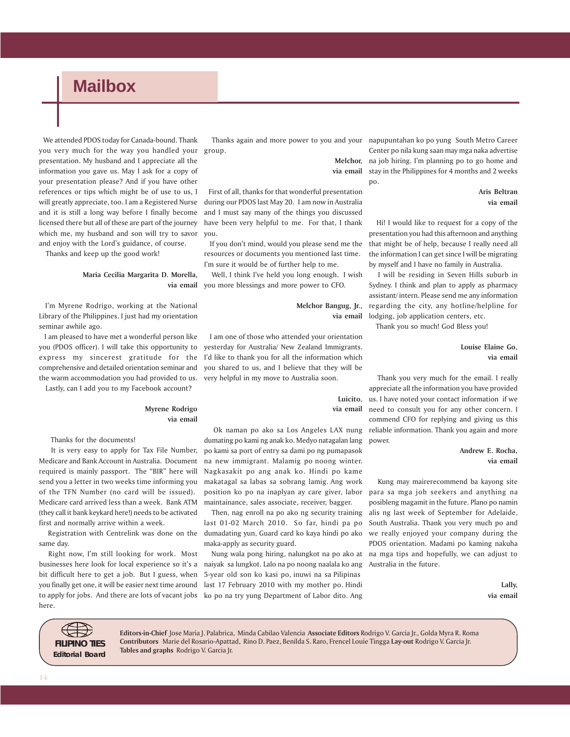# Mailbox

We attended PDOS today for Canada-bound. Thank you very much for the way you handled your presentation. My husband and I appreciate all the information you gave us. May I ask for a copy of your presentation please? And if you have other references or tips which might be of use to us, I will greatly appreciate, too. I am a Registered Nurse and it is still a long way before I finally become licensed there but all of these are part of the journey which me, my husband and son will try to savor and enjoy with the Lord's guidance, of course.

Thanks and keep up the good work!

**Maria Cecilia Margarita D. Morella,**
**via email**

I'm Myrene Rodrigo, working at the National Library of the Philippines. I just had my orientation seminar awhile ago.

I am pleased to have met a wonderful person like you (PDOS officer). I will take this opportunity to express my sincerest gratitude for the comprehensive and detailed orientation seminar and the warm accommodation you had provided to us.

Lastly, can I add you to my Facebook account?

**Myrene Rodrigo**
**via email**

Thanks for the documents!

It is very easy to apply for Tax File Number, Medicare and Bank Account in Australia. Document required is mainly passport. The "BIR" here will send you a letter in two weeks time informing you of the TFN Number (no card will be issued). Medicare card arrived less than a week. Bank ATM (they call it bank keykard here!) needs to be activated first and normally arrive within a week.

Registration with Centrelink was done on the same day.

Right now, I'm still looking for work. Most businesses here look for local experience so it's a bit difficult here to get a job. But I guess, when you finally get one, it will be easier next time around to apply for jobs. And there are lots of vacant jobs here.

Thanks again and more power to you and your group.

**Melchor,**
**via email**

First of all, thanks for that wonderful presentation during our PDOS last May 20. I am now in Australia and I must say many of the things you discussed have been very helpful to me. For that, I thank you.

If you don't mind, would you please send me the resources or documents you mentioned last time. I'm sure it would be of further help to me.

Well, I think I've held you long enough. I wish you more blessings and more power to CFO.

**Melchor Bangug, Jr.,**
**via email**

I am one of those who attended your orientation yesterday for Australia/ New Zealand Immigrants. I'd like to thank you for all the information which you shared to us, and I believe that they will be very helpful in my move to Australia soon.

**Luicito,**
**via email**

Ok naman po ako sa Los Angeles LAX nung dumating po kami ng anak ko. Medyo natagalan lang po kami sa port of entry sa dami po ng pumapasok na new immigrant. Malamig po noong winter. Nagkasakit po ang anak ko. Hindi po kame makatagal sa labas sa sobrang lamig. Ang work position ko po na inaplyan ay care giver, labor maintainance, sales associate, receiver, bagger.

Then, nag enroll na po ako ng security training last 01-02 March 2010. So far, hindi pa po dumadating yun, Guard card ko kaya hindi po ako maka-apply as security guard.

Nung wala pong hiring, nalungkot na po ako at naiyak sa lungkot. Lalo na po noong naalala ko ang 5-year old son ko kasi po, inuwi na sa Pilipinas last 17 February 2010 with my mother po. Hindi ko po na try yung Department of Labor dito. Ang napupuntahan ko po yung South Metro Career Center po nila kung saan may mga naka advertise na job hiring. I'm planning po to go home and stay in the Philippines for 4 months and 2 weeks po.

**Aris Beltran**
**via email**

Hi! I would like to request for a copy of the presentation you had this afternoon and anything that might be of help, because I really need all the information I can get since I will be migrating by myself and I have no family in Australia.

I will be residing in Seven Hills suburb in Sydney. I think and plan to apply as pharmacy assistant/ intern. Please send me any information regarding the city, any hotline/helpline for lodging, job application centers, etc.

Thank you so much! God Bless you!

**Louise Elaine Go,**
**via email**

Thank you very much for the email. I really appreciate all the information you have provided us. I have noted your contact information if we need to consult you for any other concern. I commend CFO for replying and giving us this reliable information. Thank you again and more power.

**Andrew E. Rocha,**
**via email**

Kung may mairerecommend ba kayong site para sa mga job seekers and anything na posibleng magamit in the future. Plano po namin alis ng last week of September for Adelaide, South Australia. Thank you very much po and we really enjoyed your company during the PDOS orientation. Madami po kaming nakuha na mga tips and hopefully, we can adjust to Australia in the future.

**Lally,**
**via email**

**FILIPINO TIES Editorial Board**

**Editors-in-Chief** Jose Maria J. Palabrica, Minda Cabilao Valencia **Associate Editors** Rodrigo V. Garcia Jr., Golda Myra R. Roma **Contributors** Marie del Rosario-Apattad, Rino D. Paez, Benilda S. Raro, Frencel Louie Tingga **Lay-out** Rodrigo V. Garcia Jr. **Tables and graphs** Rodrigo V. Garcia Jr.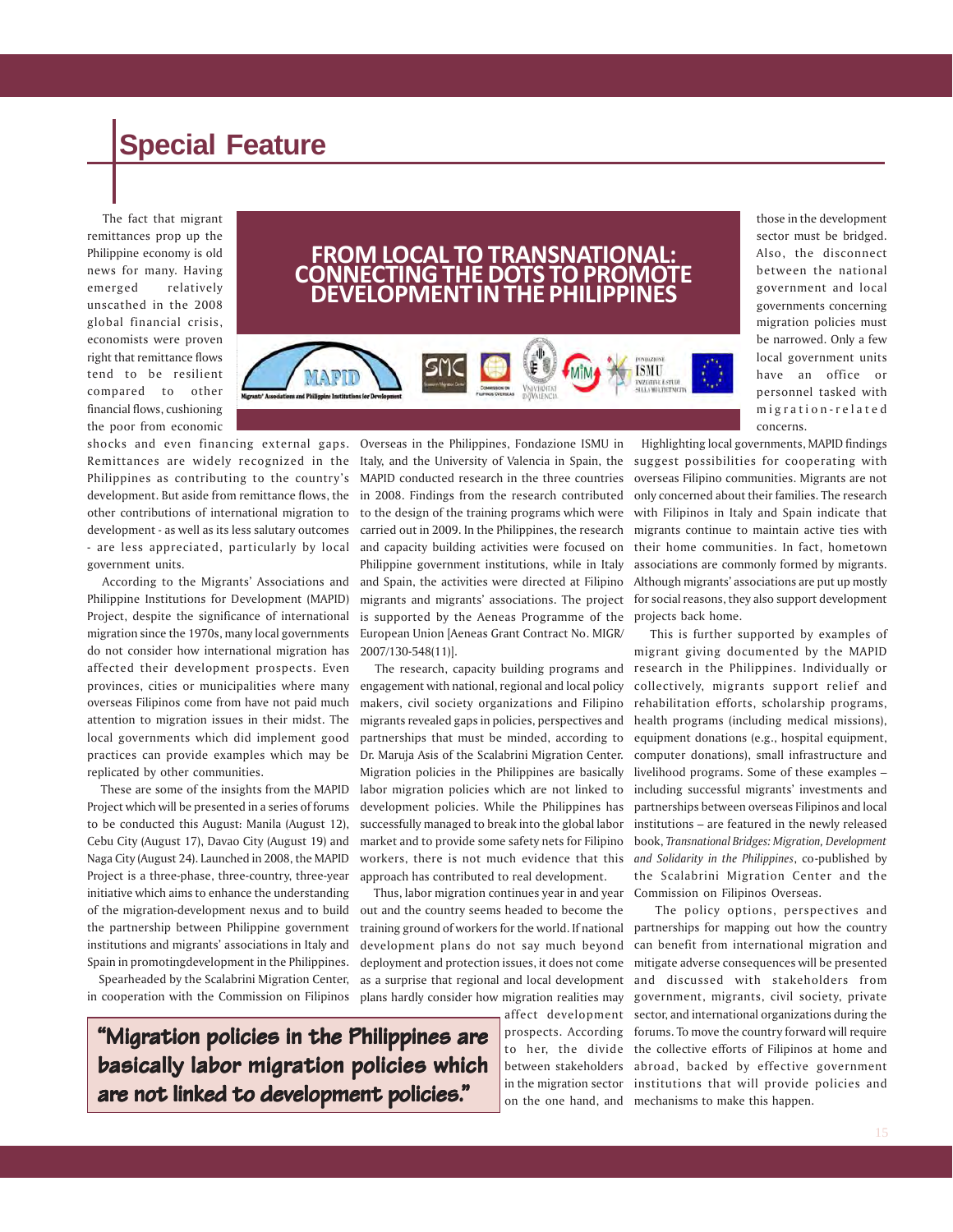## Special Feature

# FROM LOCAL TO TRANSNATIONAL: CONNECTING THE DOTS TO PROMOTE DEVELOPMENT IN THE PHILIPPINES

The fact that migrant remittances prop up the Philippine economy is old news for many. Having emerged relatively unscathed in the 2008 global financial crisis, economists were proven right that remittance flows tend to be resilient compared to other financial flows, cushioning the poor from economic shocks and even financing external gaps. Remittances are widely recognized in the Philippines as contributing to the country's development. But aside from remittance flows, the other contributions of international migration to development - as well as its less salutary outcomes - are less appreciated, particularly by local government units.

According to the Migrants' Associations and Philippine Institutions for Development (MAPID) Project, despite the significance of international migration since the 1970s, many local governments do not consider how international migration has affected their development prospects. Even provinces, cities or municipalities where many overseas Filipinos come from have not paid much attention to migration issues in their midst. The local governments which did implement good practices can provide examples which may be replicated by other communities.

These are some of the insights from the MAPID Project which will be presented in a series of forums to be conducted this August: Manila (August 12), Cebu City (August 17), Davao City (August 19) and Naga City (August 24). Launched in 2008, the MAPID Project is a three-phase, three-country, three-year initiative which aims to enhance the understanding of the migration-development nexus and to build the partnership between Philippine government institutions and migrants' associations in Italy and Spain in promotingdevelopment in the Philippines.

Spearheaded by the Scalabrini Migration Center, in cooperation with the Commission on Filipinos Overseas in the Philippines, Fondazione ISMU in Italy, and the University of Valencia in Spain, the MAPID conducted research in the three countries in 2008. Findings from the research contributed to the design of the training programs which were carried out in 2009. In the Philippines, the research and capacity building activities were focused on Philippine government institutions, while in Italy and Spain, the activities were directed at Filipino migrants and migrants' associations. The project is supported by the Aeneas Programme of the European Union [Aeneas Grant Contract No. MIGR/ 2007/130-548(11)].

The research, capacity building programs and engagement with national, regional and local policy makers, civil society organizations and Filipino migrants revealed gaps in policies, perspectives and partnerships that must be minded, according to Dr. Maruja Asis of the Scalabrini Migration Center. Migration policies in the Philippines are basically labor migration policies which are not linked to development policies. While the Philippines has successfully managed to break into the global labor market and to provide some safety nets for Filipino workers, there is not much evidence that this approach has contributed to real development.

Thus, labor migration continues year in and year out and the country seems headed to become the training ground of workers for the world. If national development plans do not say much beyond deployment and protection issues, it does not come as a surprise that regional and local development plans hardly consider how migration realities may affect development prospects. According to her, the divide between stakeholders in the migration sector on the one hand, and those in the development sector must be bridged. Also, the disconnect between the national government and local governments concerning migration policies must be narrowed. Only a few local government units have an office or personnel tasked with migration-related concerns.

> **"Migration policies in the Philippines are basically labor migration policies which are not linked to development policies."**

Highlighting local governments, MAPID findings suggest possibilities for cooperating with overseas Filipino communities. Migrants are not only concerned about their families. The research with Filipinos in Italy and Spain indicate that migrants continue to maintain active ties with their home communities. In fact, hometown associations are commonly formed by migrants. Although migrants' associations are put up mostly for social reasons, they also support development projects back home.

This is further supported by examples of migrant giving documented by the MAPID research in the Philippines. Individually or collectively, migrants support relief and rehabilitation efforts, scholarship programs, health programs (including medical missions), equipment donations (e.g., hospital equipment, computer donations), small infrastructure and livelihood programs. Some of these examples – including successful migrants' investments and partnerships between overseas Filipinos and local institutions – are featured in the newly released book, *Transnational Bridges: Migration, Development and Solidarity in the Philippines*, co-published by the Scalabrini Migration Center and the Commission on Filipinos Overseas.

The policy options, perspectives and partnerships for mapping out how the country can benefit from international migration and mitigate adverse consequences will be presented and discussed with stakeholders from government, migrants, civil society, private sector, and international organizations during the forums. To move the country forward will require the collective efforts of Filipinos at home and abroad, backed by effective government institutions that will provide policies and mechanisms to make this happen.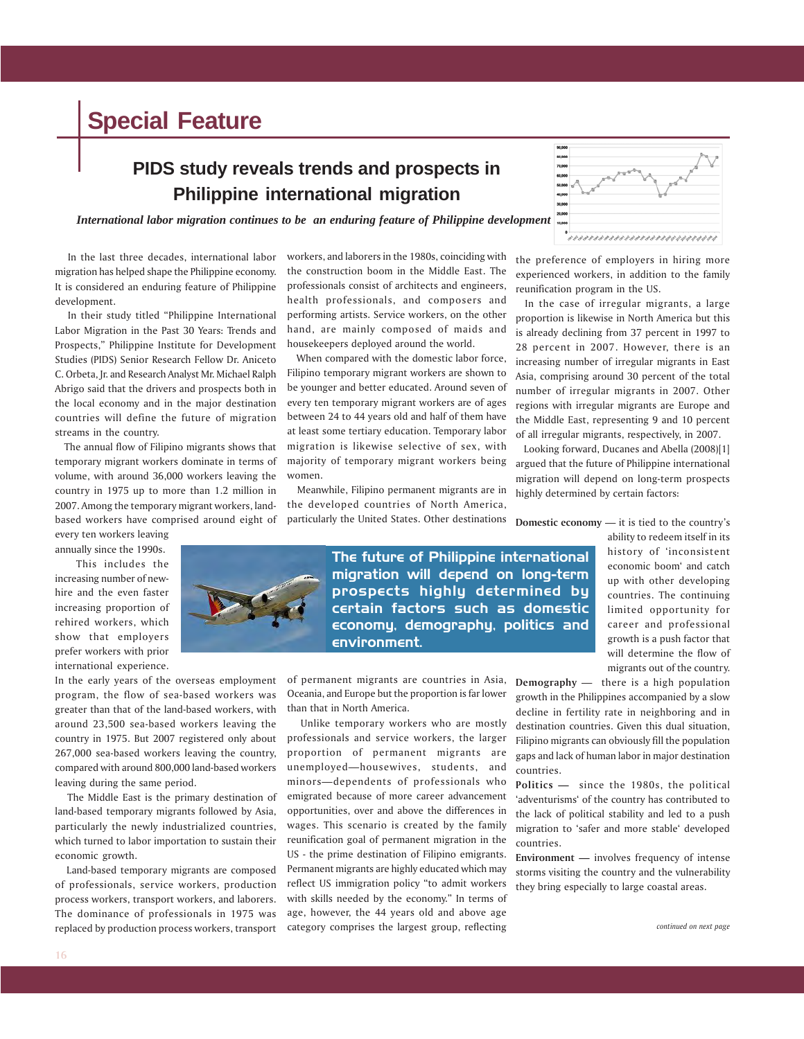# Special Feature

## PIDS study reveals trends and prospects in Philippine international migration

*International labor migration continues to be an enduring feature of Philippine development*

In the last three decades, international labor migration has helped shape the Philippine economy. It is considered an enduring feature of Philippine development.

In their study titled "Philippine International Labor Migration in the Past 30 Years: Trends and Prospects," Philippine Institute for Development Studies (PIDS) Senior Research Fellow Dr. Aniceto C. Orbeta, Jr. and Research Analyst Mr. Michael Ralph Abrigo said that the drivers and prospects both in the local economy and in the major destination countries will define the future of migration streams in the country.

The annual flow of Filipino migrants shows that temporary migrant workers dominate in terms of volume, with around 36,000 workers leaving the country in 1975 up to more than 1.2 million in 2007. Among the temporary migrant workers, land-based workers have comprised around eight of every ten workers leaving annually since the 1990s.

This includes the increasing number of new-hire and the even faster increasing proportion of rehired workers, which show that employers prefer workers with prior international experience.

In the early years of the overseas employment program, the flow of sea-based workers was greater than that of the land-based workers, with around 23,500 sea-based workers leaving the country in 1975. But 2007 registered only about 267,000 sea-based workers leaving the country, compared with around 800,000 land-based workers leaving during the same period.

The Middle East is the primary destination of land-based temporary migrants followed by Asia, particularly the newly industrialized countries, which turned to labor importation to sustain their economic growth.

Land-based temporary migrants are composed of professionals, service workers, production process workers, transport workers, and laborers. The dominance of professionals in 1975 was replaced by production process workers, transport workers, and laborers in the 1980s, coinciding with the construction boom in the Middle East. The professionals consist of architects and engineers, health professionals, and composers and performing artists. Service workers, on the other hand, are mainly composed of maids and housekeepers deployed around the world.

When compared with the domestic labor force, Filipino temporary migrant workers are shown to be younger and better educated. Around seven of every ten temporary migrant workers are of ages between 24 to 44 years old and half of them have at least some tertiary education. Temporary labor migration is likewise selective of sex, with majority of temporary migrant workers being women.

Meanwhile, Filipino permanent migrants are in the developed countries of North America, particularly the United States. Other destinations of permanent migrants are countries in Asia, Oceania, and Europe but the proportion is far lower than that in North America.

Unlike temporary workers who are mostly professionals and service workers, the larger proportion of permanent migrants are unemployed—housewives, students, and minors—dependents of professionals who emigrated because of more career advancement opportunities, over and above the differences in wages. This scenario is created by the family reunification goal of permanent migration in the US - the prime destination of Filipino emigrants. Permanent migrants are highly educated which may reflect US immigration policy "to admit workers with skills needed by the economy." In terms of age, however, the 44 years old and above age category comprises the largest group, reflecting the preference of employers in hiring more experienced workers, in addition to the family reunification program in the US.

In the case of irregular migrants, a large proportion is likewise in North America but this is already declining from 37 percent in 1997 to 28 percent in 2007. However, there is an increasing number of irregular migrants in East Asia, comprising around 30 percent of the total number of irregular migrants in 2007. Other regions with irregular migrants are Europe and the Middle East, representing 9 and 10 percent of all irregular migrants, respectively, in 2007.

Looking forward, Ducanes and Abella (2008)[1] argued that the future of Philippine international migration will depend on long-term prospects highly determined by certain factors:

**The future of Philippine international migration will depend on long-term prospects highly determined by certain factors such as domestic economy, demography, politics and environment.**

**Domestic economy** — it is tied to the country's ability to redeem itself in its history of 'inconsistent economic boom' and catch up with other developing countries. The continuing limited opportunity for career and professional growth is a push factor that will determine the flow of migrants out of the country.

**Demography** — there is a high population growth in the Philippines accompanied by a slow decline in fertility rate in neighboring and in destination countries. Given this dual situation, Filipino migrants can obviously fill the population gaps and lack of human labor in major destination countries.

**Politics** — since the 1980s, the political 'adventurisms' of the country has contributed to the lack of political stability and led to a push migration to 'safer and more stable' developed countries.

**Environment** — involves frequency of intense storms visiting the country and the vulnerability they bring especially to large coastal areas.

*continued on next page*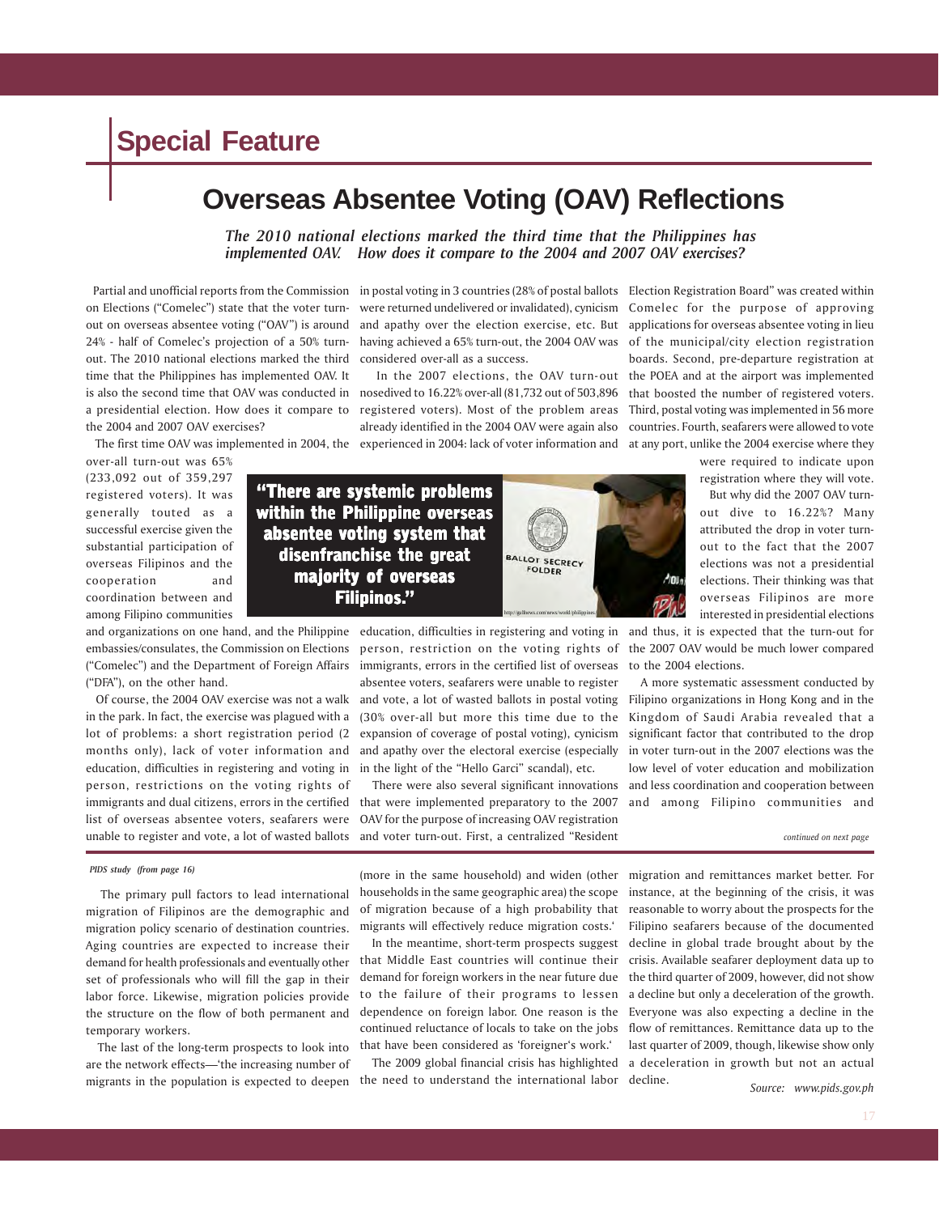## Special Feature

# Overseas Absentee Voting (OAV) Reflections

***The 2010 national elections marked the third time that the Philippines has implemented OAV. How does it compare to the 2004 and 2007 OAV exercises?***

Partial and unofficial reports from the Commission on Elections ("Comelec") state that the voter turn-out on overseas absentee voting ("OAV") is around 24% - half of Comelec's projection of a 50% turn-out. The 2010 national elections marked the third time that the Philippines has implemented OAV. It is also the second time that OAV was conducted in a presidential election. How does it compare to the 2004 and 2007 OAV exercises?

The first time OAV was implemented in 2004, the over-all turn-out was 65% (233,092 out of 359,297 registered voters). It was generally touted as a successful exercise given the substantial participation of overseas Filipinos and the cooperation and coordination between and among Filipino communities and organizations on one hand, and the Philippine embassies/consulates, the Commission on Elections ("Comelec") and the Department of Foreign Affairs ("DFA"), on the other hand.

**"There are systemic problems within the Philippine overseas absentee voting system that disenfranchise the great majority of overseas Filipinos."**

Of course, the 2004 OAV exercise was not a walk in the park. In fact, the exercise was plagued with a lot of problems: a short registration period (2 months only), lack of voter information and education, difficulties in registering and voting in person, restrictions on the voting rights of immigrants and dual citizens, errors in the certified list of overseas absentee voters, seafarers were unable to register and vote, a lot of wasted ballots in postal voting in 3 countries (28% of postal ballots were returned undelivered or invalidated), cynicism and apathy over the election exercise, etc. But having achieved a 65% turn-out, the 2004 OAV was considered over-all as a success.

In the 2007 elections, the OAV turn-out nosedived to 16.22% over-all (81,732 out of 503,896 registered voters). Most of the problem areas already identified in the 2004 OAV were again also experienced in 2004: lack of voter information and education, difficulties in registering and voting in person, restriction on the voting rights of immigrants, errors in the certified list of overseas absentee voters, seafarers were unable to register and vote, a lot of wasted ballots in postal voting (30% over-all but more this time due to the expansion of coverage of postal voting), cynicism and apathy over the electoral exercise (especially in the light of the "Hello Garci" scandal), etc.

There were also several significant innovations that were implemented preparatory to the 2007 OAV for the purpose of increasing OAV registration and voter turn-out. First, a centralized "Resident Election Registration Board" was created within Comelec for the purpose of approving applications for overseas absentee voting in lieu of the municipal/city election registration boards. Second, pre-departure registration at the POEA and at the airport was implemented that boosted the number of registered voters. Third, postal voting was implemented in 56 more countries. Fourth, seafarers were allowed to vote at any port, unlike the 2004 exercise where they were required to indicate upon registration where they will vote.

But why did the 2007 OAV turn-out dive to 16.22%? Many attributed the drop in voter turn-out to the fact that the 2007 elections was not a presidential elections. Their thinking was that overseas Filipinos are more interested in presidential elections and thus, it is expected that the turn-out for the 2007 OAV would be much lower compared to the 2004 elections.

A more systematic assessment conducted by Filipino organizations in Hong Kong and in the Kingdom of Saudi Arabia revealed that a significant factor that contributed to the drop in voter turn-out in the 2007 elections was the low level of voter education and mobilization and less coordination and cooperation between and among Filipino communities and

*continued on next page*

---

*PIDS study (from page 16)*

The primary pull factors to lead international migration of Filipinos are the demographic and migration policy scenario of destination countries. Aging countries are expected to increase their demand for health professionals and eventually other set of professionals who will fill the gap in their labor force. Likewise, migration policies provide the structure on the flow of both permanent and temporary workers.

The last of the long-term prospects to look into are the network effects—'the increasing number of migrants in the population is expected to deepen (more in the same household) and widen (other households in the same geographic area) the scope of migration because of a high probability that migrants will effectively reduce migration costs.'

In the meantime, short-term prospects suggest that Middle East countries will continue their demand for foreign workers in the near future due to the failure of their programs to lessen dependence on foreign labor. One reason is the continued reluctance of locals to take on the jobs that have been considered as 'foreigner's work.'

The 2009 global financial crisis has highlighted the need to understand the international labor migration and remittances market better. For instance, at the beginning of the crisis, it was reasonable to worry about the prospects for the Filipino seafarers because of the documented decline in global trade brought about by the crisis. Available seafarer deployment data up to the third quarter of 2009, however, did not show a decline but only a deceleration of the growth. Everyone was also expecting a decline in the flow of remittances. Remittance data up to the last quarter of 2009, though, likewise show only a deceleration in growth but not an actual decline.

*Source: www.pids.gov.ph*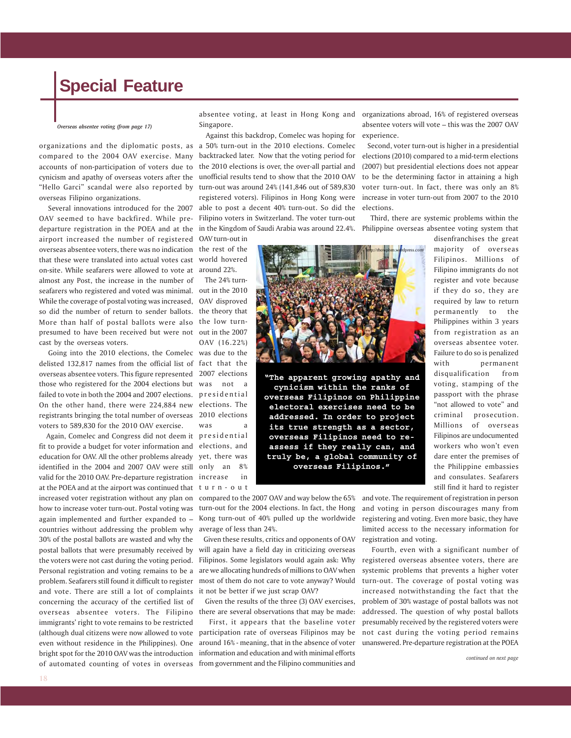# Special Feature

*Overseas absentee voting (from page 17)*

organizations and the diplomatic posts, as compared to the 2004 OAV exercise. Many accounts of non-participation of voters due to cynicism and apathy of overseas voters after the "Hello Garci" scandal were also reported by overseas Filipino organizations.

Several innovations introduced for the 2007 OAV seemed to have backfired. While pre-departure registration in the POEA and at the airport increased the number of registered overseas absentee voters, there was no indication that these were translated into actual votes cast on-site. While seafarers were allowed to vote at almost any Post, the increase in the number of seafarers who registered and voted was minimal. While the coverage of postal voting was increased, so did the number of return to sender ballots. More than half of postal ballots were also presumed to have been received but were not cast by the overseas voters.

Going into the 2010 elections, the Comelec delisted 132,817 names from the official list of overseas absentee voters. This figure represented those who registered for the 2004 elections but failed to vote in both the 2004 and 2007 elections. On the other hand, there were 224,884 new registrants bringing the total number of overseas voters to 589,830 for the 2010 OAV exercise.

Again, Comelec and Congress did not deem it fit to provide a budget for voter information and education for OAV. All the other problems already identified in the 2004 and 2007 OAV were still valid for the 2010 OAV. Pre-departure registration at the POEA and at the airport was continued that increased voter registration without any plan on how to increase voter turn-out. Postal voting was again implemented and further expanded to – countries without addressing the problem why 30% of the postal ballots are wasted and why the postal ballots that were presumably received by the voters were not cast during the voting period. Personal registration and voting remains to be a problem. Seafarers still found it difficult to register and vote. There are still a lot of complaints concerning the accuracy of the certified list of overseas absentee voters. The Filipino immigrants' right to vote remains to be restricted (although dual citizens were now allowed to vote even without residence in the Philippines). One bright spot for the 2010 OAV was the introduction of automated counting of votes in overseas absentee voting, at least in Hong Kong and Singapore.

Against this backdrop, Comelec was hoping for a 50% turn-out in the 2010 elections. Comelec backtracked later. Now that the voting period for the 2010 elections is over, the over-all partial and unofficial results tend to show that the 2010 OAV turn-out was around 24% (141,846 out of 589,830 registered voters). Filipinos in Hong Kong were able to post a decent 40% turn-out. So did the Filipino voters in Switzerland. The voter turn-out in the Kingdom of Saudi Arabia was around 22.4%. OAV turn-out in the rest of the world hovered around 22%.

The 24% turn-out in the 2010 OAV disproved the theory that the low turn-out in the 2007 OAV (16.22%) was due to the fact that the 2007 elections was not a presidential elections. The 2010 elections was a presidential elections, and yet, there was only an 8% increase in turn-out compared to the 2007 OAV and way below the 65% turn-out for the 2004 elections. In fact, the Hong Kong turn-out of 40% pulled up the worldwide average of less than 24%.

**"The apparent growing apathy and cynicism within the ranks of overseas Filipinos on Philippine electoral exercises need to be addressed. In order to project its true strength as a sector, overseas Filipinos need to re-assess if they really can, and truly be, a global community of overseas Filipinos."**

Given these results, critics and opponents of OAV will again have a field day in criticizing overseas Filipinos. Some legislators would again ask: Why are we allocating hundreds of millions to OAV when most of them do not care to vote anyway? Would it not be better if we just scrap OAV?

Given the results of the three (3) OAV exercises, there are several observations that may be made:

First, it appears that the baseline voter participation rate of overseas Filipinos may be around 16% - meaning, that in the absence of voter information and education and with minimal efforts from government and the Filipino communities and organizations abroad, 16% of registered overseas absentee voters will vote – this was the 2007 OAV experience.

Second, voter turn-out is higher in a presidential elections (2010) compared to a mid-term elections (2007) but presidential elections does not appear to be the determining factor in attaining a high voter turn-out. In fact, there was only an 8% increase in voter turn-out from 2007 to the 2010 elections.

Third, there are systemic problems within the Philippine overseas absentee voting system that disenfranchises the great majority of overseas Filipinos. Millions of Filipino immigrants do not register and vote because if they do so, they are required by law to return permanently to the Philippines within 3 years from registration as an overseas absentee voter. Failure to do so is penalized with permanent disqualification from voting, stamping of the passport with the phrase "not allowed to vote" and criminal prosecution. Millions of overseas Filipinos are undocumented workers who won't even dare enter the premises of the Philippine embassies and consulates. Seafarers still find it hard to register and vote. The requirement of registration in person and voting in person discourages many from registering and voting. Even more basic, they have limited access to the necessary information for registration and voting.

Fourth, even with a significant number of registered overseas absentee voters, there are systemic problems that prevents a higher voter turn-out. The coverage of postal voting was increased notwithstanding the fact that the problem of 30% wastage of postal ballots was not addressed. The question of why postal ballots presumably received by the registered voters were not cast during the voting period remains unanswered. Pre-departure registration at the POEA

*continued on next page*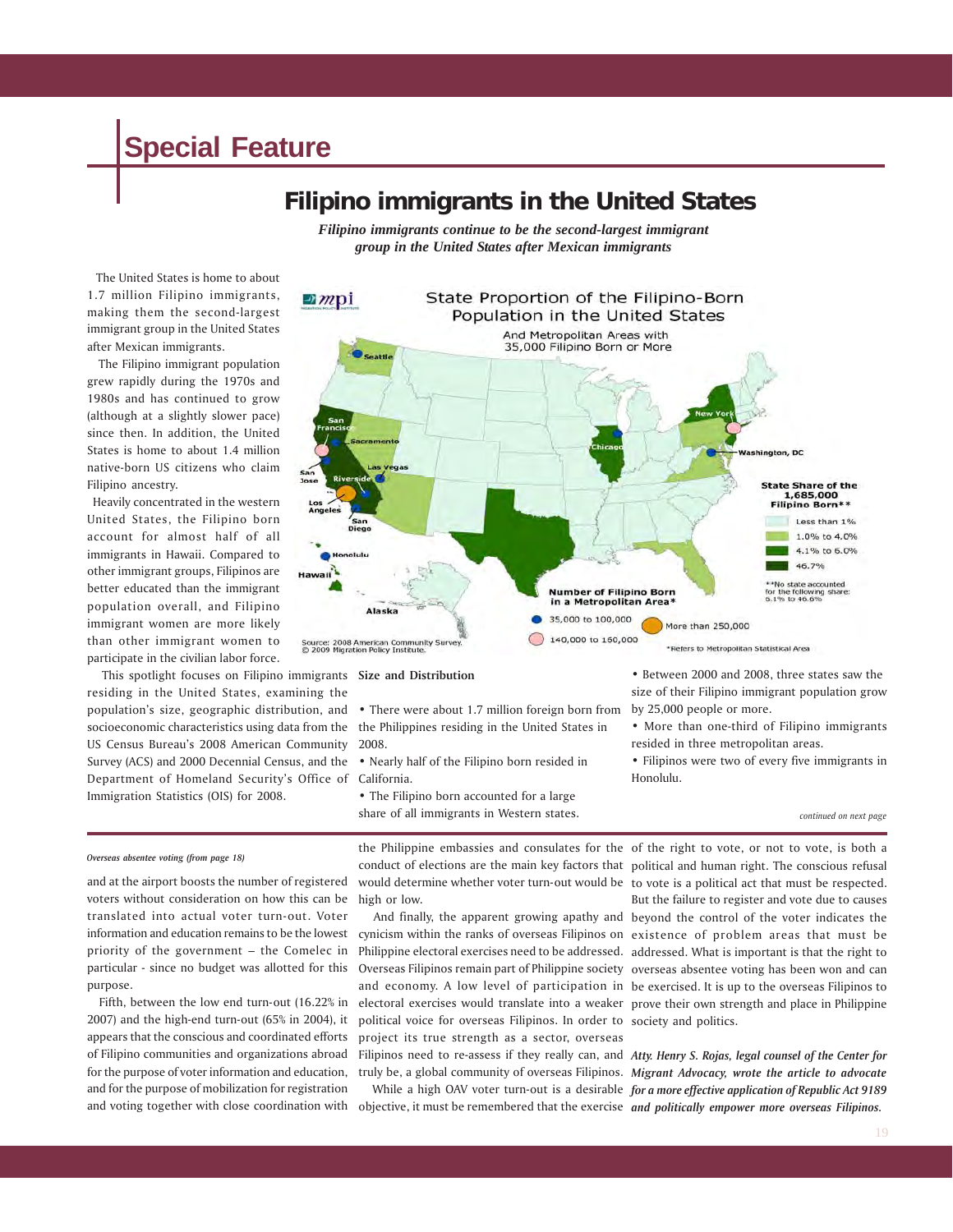# Special Feature

## Filipino immigrants in the United States

***Filipino immigrants continue to be the second-largest immigrant group in the United States after Mexican immigrants***

The United States is home to about 1.7 million Filipino immigrants, making them the second-largest immigrant group in the United States after Mexican immigrants.

The Filipino immigrant population grew rapidly during the 1970s and 1980s and has continued to grow (although at a slightly slower pace) since then. In addition, the United States is home to about 1.4 million native-born US citizens who claim Filipino ancestry.

Heavily concentrated in the western United States, the Filipino born account for almost half of all immigrants in Hawaii. Compared to other immigrant groups, Filipinos are better educated than the immigrant population overall, and Filipino immigrant women are more likely than other immigrant women to participate in the civilian labor force.

This spotlight focuses on Filipino immigrants residing in the United States, examining the population's size, geographic distribution, and socioeconomic characteristics using data from the US Census Bureau's 2008 American Community Survey (ACS) and 2000 Decennial Census, and the Department of Homeland Security's Office of Immigration Statistics (OIS) for 2008.

**State Proportion of the Filipino-Born Population in the United States**
And Metropolitan Areas with 35,000 Filipino Born or More

State Share of the 1,685,000 Filipino Born**: Less than 1%; 1.0% to 4.0%; 4.1% to 6.0%; 46.7%

**No state accounted for the following share: 6.1% to 46.6%

Number of Filipino Born in a Metropolitan Area*: 35,000 to 100,000; 140,000 to 160,000; More than 250,000

*Refers to Metropolitan Statistical Area

Source: 2008 American Community Survey. © 2009 Migration Policy Institute.

**Size and Distribution**

- There were about 1.7 million foreign born from the Philippines residing in the United States in 2008.
- Nearly half of the Filipino born resided in California.
- The Filipino born accounted for a large share of all immigrants in Western states.
- Between 2000 and 2008, three states saw the size of their Filipino immigrant population grow by 25,000 people or more.
- More than one-third of Filipino immigrants resided in three metropolitan areas.
- Filipinos were two of every five immigrants in Honolulu.

*continued on next page*

---

***Overseas absentee voting (from page 18)***

and at the airport boosts the number of registered voters without consideration on how this can be translated into actual voter turn-out. Voter information and education remains to be the lowest priority of the government – the Comelec in particular - since no budget was allotted for this purpose.

Fifth, between the low end turn-out (16.22% in 2007) and the high-end turn-out (65% in 2004), it appears that the conscious and coordinated efforts of Filipino communities and organizations abroad for the purpose of voter information and education, and for the purpose of mobilization for registration and voting together with close coordination with the Philippine embassies and consulates for the conduct of elections are the main key factors that would determine whether voter turn-out would be high or low.

And finally, the apparent growing apathy and cynicism within the ranks of overseas Filipinos on Philippine electoral exercises need to be addressed. Overseas Filipinos remain part of Philippine society and economy. A low level of participation in electoral exercises would translate into a weaker political voice for overseas Filipinos. In order to project its true strength as a sector, overseas Filipinos need to re-assess if they really can, and truly be, a global community of overseas Filipinos.

While a high OAV voter turn-out is a desirable objective, it must be remembered that the exercise of the right to vote, or not to vote, is both a political and human right. The conscious refusal to vote is a political act that must be respected. But the failure to register and vote due to causes beyond the control of the voter indicates the existence of problem areas that must be addressed. What is important is that the right to overseas absentee voting has been won and can be exercised. It is up to the overseas Filipinos to prove their own strength and place in Philippine society and politics.

***Atty. Henry S. Rojas, legal counsel of the Center for Migrant Advocacy, wrote the article to advocate for a more effective application of Republic Act 9189 and politically empower more overseas Filipinos.***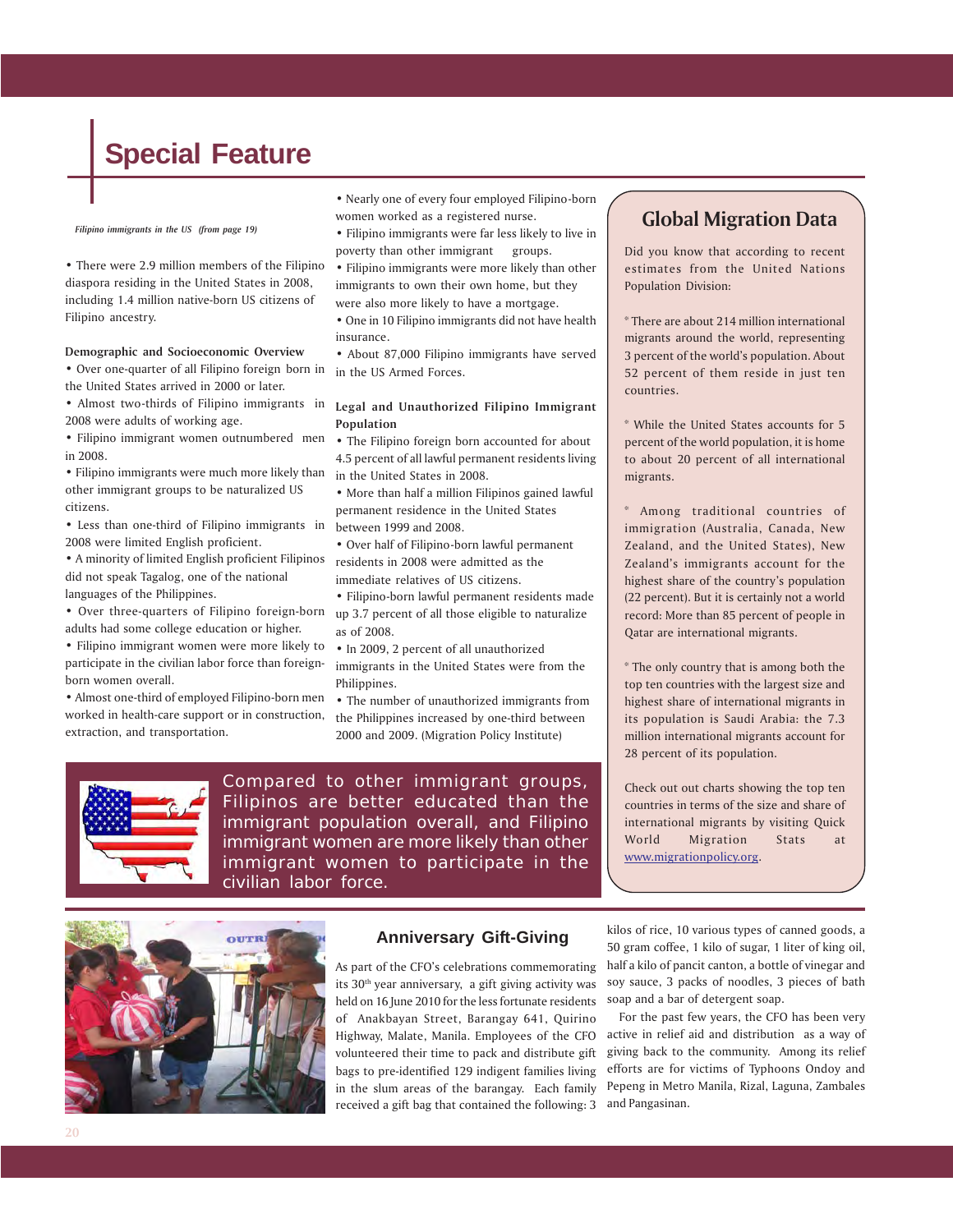# Special Feature

*Filipino immigrants in the US (from page 19)*

• There were 2.9 million members of the Filipino diaspora residing in the United States in 2008, including 1.4 million native-born US citizens of Filipino ancestry.

**Demographic and Socioeconomic Overview**

• Over one-quarter of all Filipino foreign born in the United States arrived in 2000 or later.
• Almost two-thirds of Filipino immigrants in 2008 were adults of working age.
• Filipino immigrant women outnumbered men in 2008.
• Filipino immigrants were much more likely than other immigrant groups to be naturalized US citizens.
• Less than one-third of Filipino immigrants in 2008 were limited English proficient.
• A minority of limited English proficient Filipinos did not speak Tagalog, one of the national languages of the Philippines.
• Over three-quarters of Filipino foreign-born adults had some college education or higher.
• Filipino immigrant women were more likely to participate in the civilian labor force than foreign-born women overall.
• Almost one-third of employed Filipino-born men worked in health-care support or in construction, extraction, and transportation.
• Nearly one of every four employed Filipino-born women worked as a registered nurse.
• Filipino immigrants were far less likely to live in poverty than other immigrant groups.
• Filipino immigrants were more likely than other immigrants to own their own home, but they were also more likely to have a mortgage.
• One in 10 Filipino immigrants did not have health insurance.
• About 87,000 Filipino immigrants have served in the US Armed Forces.

**Legal and Unauthorized Filipino Immigrant Population**

• The Filipino foreign born accounted for about 4.5 percent of all lawful permanent residents living in the United States in 2008.
• More than half a million Filipinos gained lawful permanent residence in the United States between 1999 and 2008.
• Over half of Filipino-born lawful permanent residents in 2008 were admitted as the immediate relatives of US citizens.
• Filipino-born lawful permanent residents made up 3.7 percent of all those eligible to naturalize as of 2008.
• In 2009, 2 percent of all unauthorized immigrants in the United States were from the Philippines.
• The number of unauthorized immigrants from the Philippines increased by one-third between 2000 and 2009. (Migration Policy Institute)

Compared to other immigrant groups, Filipinos are better educated than the immigrant population overall, and Filipino immigrant women are more likely than other immigrant women to participate in the civilian labor force.

## Global Migration Data

Did you know that according to recent estimates from the United Nations Population Division:

* There are about 214 million international migrants around the world, representing 3 percent of the world's population. About 52 percent of them reside in just ten countries.

* While the United States accounts for 5 percent of the world population, it is home to about 20 percent of all international migrants.

* Among traditional countries of immigration (Australia, Canada, New Zealand, and the United States), New Zealand's immigrants account for the highest share of the country's population (22 percent). But it is certainly not a world record: More than 85 percent of people in Qatar are international migrants.

* The only country that is among both the top ten countries with the largest size and highest share of international migrants in its population is Saudi Arabia: the 7.3 million international migrants account for 28 percent of its population.

Check out out charts showing the top ten countries in terms of the size and share of international migrants by visiting Quick World Migration Stats at www.migrationpolicy.org.

## Anniversary Gift-Giving

As part of the CFO's celebrations commemorating its 30th year anniversary, a gift giving activity was held on 16 June 2010 for the less fortunate residents of Anakbayan Street, Barangay 641, Quirino Highway, Malate, Manila. Employees of the CFO volunteered their time to pack and distribute gift bags to pre-identified 129 indigent families living in the slum areas of the barangay. Each family received a gift bag that contained the following: 3 kilos of rice, 10 various types of canned goods, a 50 gram coffee, 1 kilo of sugar, 1 liter of king oil, half a kilo of pancit canton, a bottle of vinegar and soy sauce, 3 packs of noodles, 3 pieces of bath soap and a bar of detergent soap.

For the past few years, the CFO has been very active in relief aid and distribution as a way of giving back to the community. Among its relief efforts are for victims of Typhoons Ondoy and Pepeng in Metro Manila, Rizal, Laguna, Zambales and Pangasinan.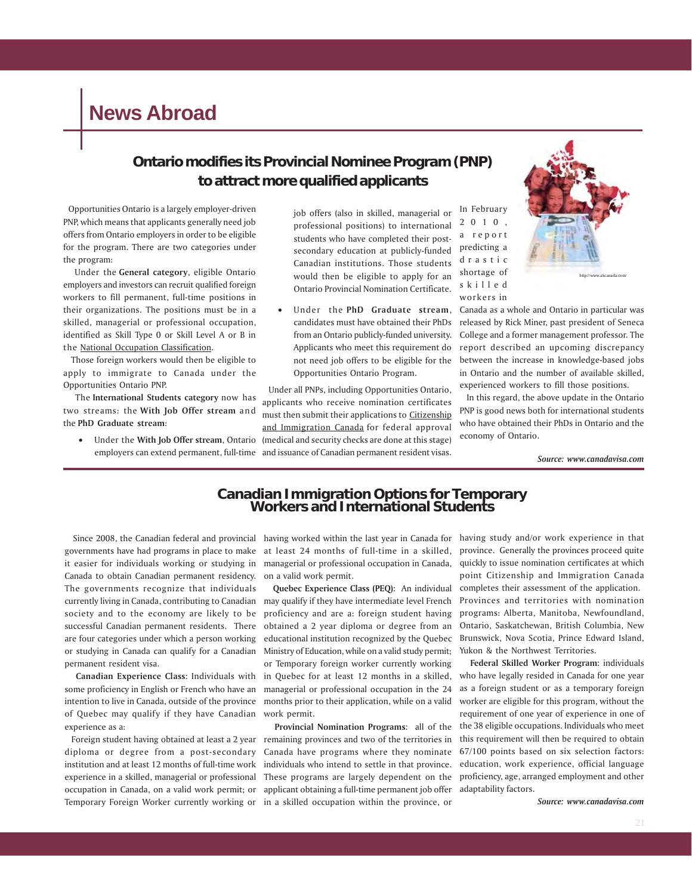# News Abroad

## Ontario modifies its Provincial Nominee Program (PNP) to attract more qualified applicants

Opportunities Ontario is a largely employer-driven PNP, which means that applicants generally need job offers from Ontario employers in order to be eligible for the program. There are two categories under the program:

Under the **General category**, eligible Ontario employers and investors can recruit qualified foreign workers to fill permanent, full-time positions in their organizations. The positions must be in a skilled, managerial or professional occupation, identified as Skill Type 0 or Skill Level A or B in the National Occupation Classification.

Those foreign workers would then be eligible to apply to immigrate to Canada under the Opportunities Ontario PNP.

The **International Students category** now has two streams: the **With Job Offer stream** and the **PhD Graduate stream**:

- Under the **With Job Offer stream**, Ontario employers can extend permanent, full-time job offers (also in skilled, managerial or professional positions) to international students who have completed their post-secondary education at publicly-funded Canadian institutions. Those students would then be eligible to apply for an Ontario Provincial Nomination Certificate.
- Under the **PhD Graduate stream**, candidates must have obtained their PhDs from an Ontario publicly-funded university. Applicants who meet this requirement do not need job offers to be eligible for the Opportunities Ontario Program.

Under all PNPs, including Opportunities Ontario, applicants who receive nomination certificates must then submit their applications to Citizenship and Immigration Canada for federal approval (medical and security checks are done at this stage) and issuance of Canadian permanent resident visas.

http://www.alicanada.com/

In February 2010, a report predicting a drastic shortage of skilled workers in Canada as a whole and Ontario in particular was released by Rick Miner, past president of Seneca College and a former management professor. The report described an upcoming discrepancy between the increase in knowledge-based jobs in Ontario and the number of available skilled, experienced workers to fill those positions.

In this regard, the above update in the Ontario PNP is good news both for international students who have obtained their PhDs in Ontario and the economy of Ontario.

***Source: www.canadavisa.com***

## Canadian Immigration Options for Temporary Workers and International Students

Since 2008, the Canadian federal and provincial governments have had programs in place to make it easier for individuals working or studying in Canada to obtain Canadian permanent residency. The governments recognize that individuals currently living in Canada, contributing to Canadian society and to the economy are likely to be successful Canadian permanent residents. There are four categories under which a person working or studying in Canada can qualify for a Canadian permanent resident visa.

**Canadian Experience Class**: Individuals with some proficiency in English or French who have an intention to live in Canada, outside of the province of Quebec may qualify if they have Canadian experience as a:

Foreign student having obtained at least a 2 year diploma or degree from a post-secondary institution and at least 12 months of full-time work experience in a skilled, managerial or professional occupation in Canada, on a valid work permit; or Temporary Foreign Worker currently working or having worked within the last year in Canada for at least 24 months of full-time in a skilled, managerial or professional occupation in Canada, on a valid work permit.

**Quebec Experience Class (PEQ)**: An individual may qualify if they have intermediate level French proficiency and are a: foreign student having obtained a 2 year diploma or degree from an educational institution recognized by the Quebec Ministry of Education, while on a valid study permit; or Temporary foreign worker currently working in Quebec for at least 12 months in a skilled, managerial or professional occupation in the 24 months prior to their application, while on a valid work permit.

**Provincial Nomination Programs**: all of the remaining provinces and two of the territories in Canada have programs where they nominate individuals who intend to settle in that province. These programs are largely dependent on the applicant obtaining a full-time permanent job offer in a skilled occupation within the province, or having study and/or work experience in that province. Generally the provinces proceed quite quickly to issue nomination certificates at which point Citizenship and Immigration Canada completes their assessment of the application. Provinces and territories with nomination programs: Alberta, Manitoba, Newfoundland, Ontario, Saskatchewan, British Columbia, New Brunswick, Nova Scotia, Prince Edward Island, Yukon & the Northwest Territories.

**Federal Skilled Worker Program**: individuals who have legally resided in Canada for one year as a foreign student or as a temporary foreign worker are eligible for this program, without the requirement of one year of experience in one of the 38 eligible occupations. Individuals who meet this requirement will then be required to obtain 67/100 points based on six selection factors: education, work experience, official language proficiency, age, arranged employment and other adaptability factors.

***Source: www.canadavisa.com***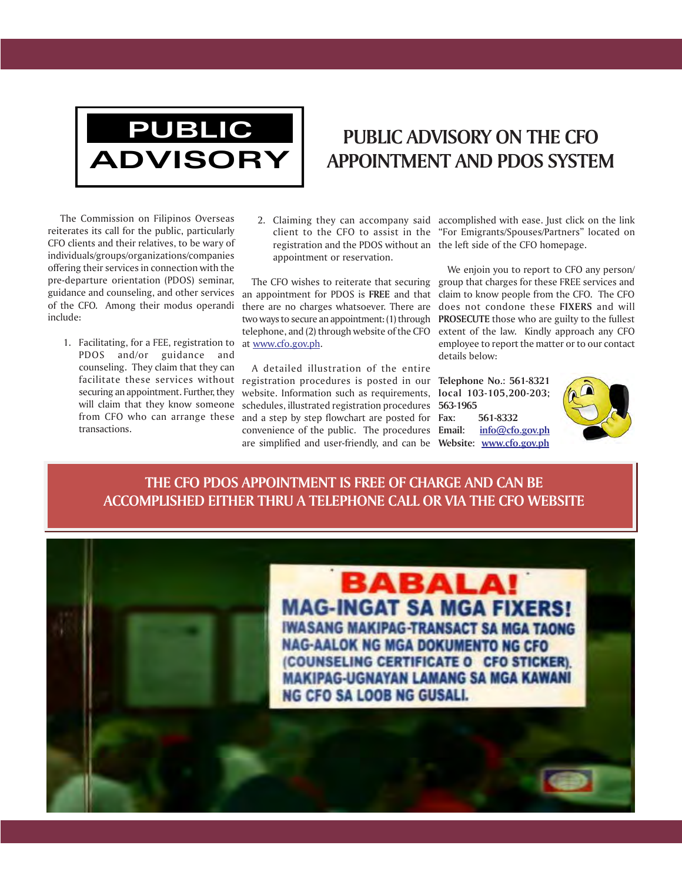**PUBLIC ADVISORY**

# PUBLIC ADVISORY ON THE CFO APPOINTMENT AND PDOS SYSTEM

The Commission on Filipinos Overseas reiterates its call for the public, particularly CFO clients and their relatives, to be wary of individuals/groups/organizations/companies offering their services in connection with the pre-departure orientation (PDOS) seminar, guidance and counseling, and other services of the CFO. Among their modus operandi include:

1. Facilitating, for a FEE, registration to PDOS and/or guidance and counseling. They claim that they can facilitate these services without securing an appointment. Further, they will claim that they know someone from CFO who can arrange these transactions.
2. Claiming they can accompany said client to the CFO to assist in the registration and the PDOS without an appointment or reservation.

The CFO wishes to reiterate that securing an appointment for PDOS is **FREE** and that there are no charges whatsoever. There are two ways to secure an appointment: (1) through telephone, and (2) through website of the CFO at www.cfo.gov.ph.

A detailed illustration of the entire registration procedures is posted in our website. Information such as requirements, schedules, illustrated registration procedures and a step by step flowchart are posted for convenience of the public. The procedures are simplified and user-friendly, and can be accomplished with ease. Just click on the link "For Emigrants/Spouses/Partners" located on the left side of the CFO homepage.

We enjoin you to report to CFO any person/group that charges for these FREE services and claim to know people from the CFO. The CFO does not condone these **FIXERS** and will **PROSECUTE** those who are guilty to the fullest extent of the law. Kindly approach any CFO employee to report the matter or to our contact details below:

**Telephone No.:** 561-8321 local 103-105,200-203; 563-1965
**Fax:** 561-8332
**Email:** info@cfo.gov.ph
**Website:** www.cfo.gov.ph

**THE CFO PDOS APPOINTMENT IS FREE OF CHARGE AND CAN BE ACCOMPLISHED EITHER THRU A TELEPHONE CALL OR VIA THE CFO WEBSITE**

BABALA!
MAG-INGAT SA MGA FIXERS!
IWASANG MAKIPAG-TRANSACT SA MGA TAONG NAG-AALOK NG MGA DOKUMENTO NG CFO (COUNSELING CERTIFICATE O CFO STICKER). MAKIPAG-UGNAYAN LAMANG SA MGA KAWANI NG CFO SA LOOB NG GUSALI.